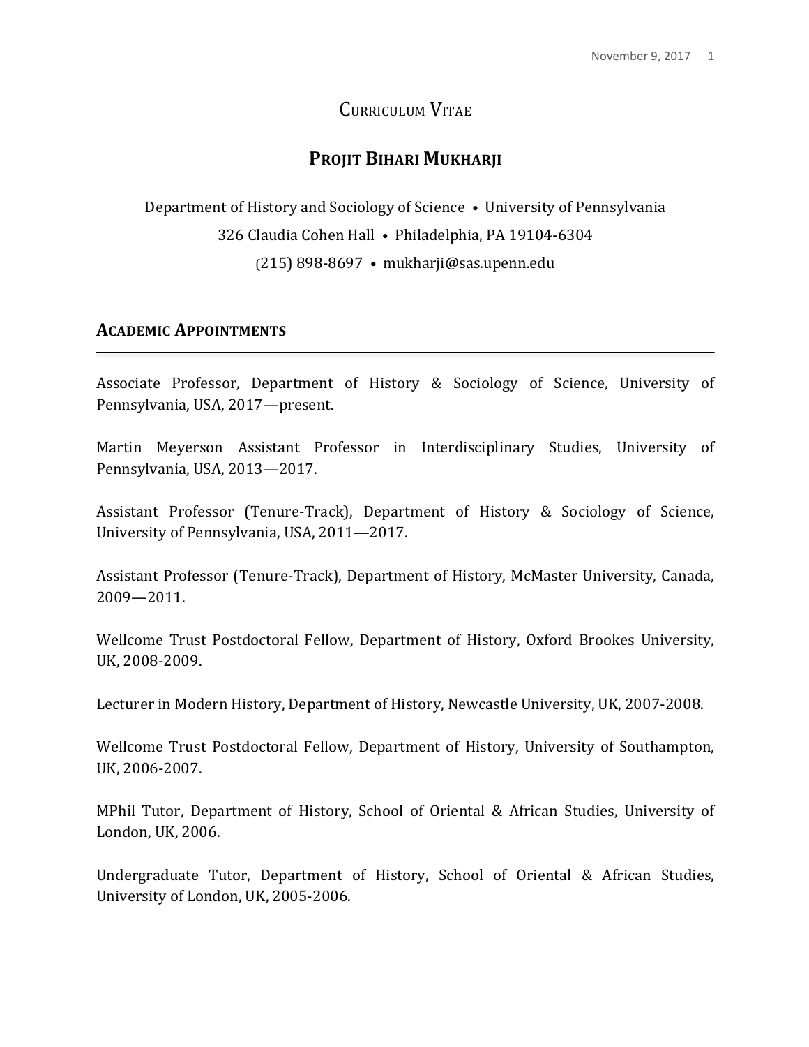# Curriculum Vitae

## Projit Bihari Mukharji

Department of History and Sociology of Science • University of Pennsylvania
326 Claudia Cohen Hall • Philadelphia, PA 19104-6304
(215) 898-8697 • mukharji@sas.upenn.edu

### Academic Appointments

Associate Professor, Department of History & Sociology of Science, University of Pennsylvania, USA, 2017—present.

Martin Meyerson Assistant Professor in Interdisciplinary Studies, University of Pennsylvania, USA, 2013—2017.

Assistant Professor (Tenure-Track), Department of History & Sociology of Science, University of Pennsylvania, USA, 2011—2017.

Assistant Professor (Tenure-Track), Department of History, McMaster University, Canada, 2009—2011.

Wellcome Trust Postdoctoral Fellow, Department of History, Oxford Brookes University, UK, 2008-2009.

Lecturer in Modern History, Department of History, Newcastle University, UK, 2007-2008.

Wellcome Trust Postdoctoral Fellow, Department of History, University of Southampton, UK, 2006-2007.

MPhil Tutor, Department of History, School of Oriental & African Studies, University of London, UK, 2006.

Undergraduate Tutor, Department of History, School of Oriental & African Studies, University of London, UK, 2005-2006.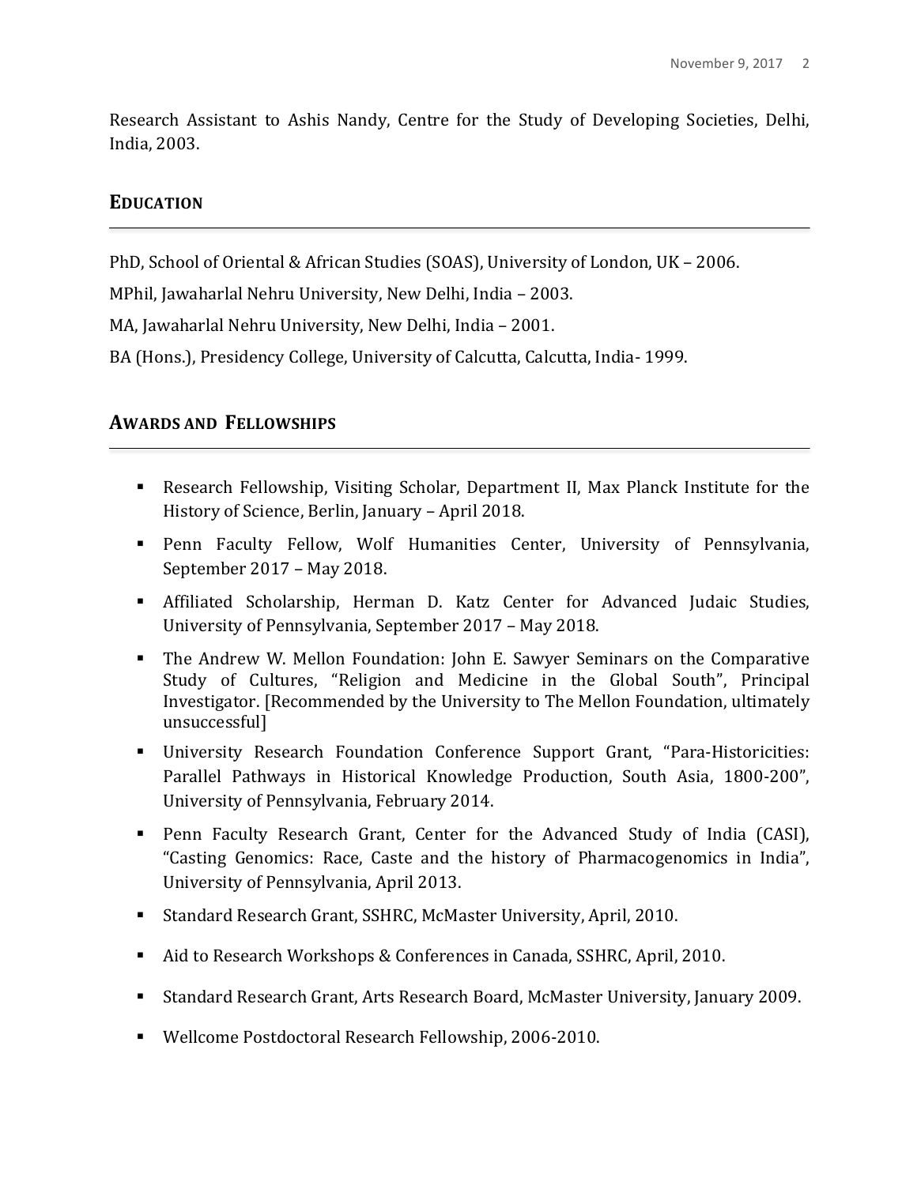Research Assistant to Ashis Nandy, Centre for the Study of Developing Societies, Delhi, India, 2003.

## EDUCATION

PhD, School of Oriental & African Studies (SOAS), University of London, UK – 2006.

MPhil, Jawaharlal Nehru University, New Delhi, India – 2003.

MA, Jawaharlal Nehru University, New Delhi, India – 2001.

BA (Hons.), Presidency College, University of Calcutta, Calcutta, India- 1999.

## AWARDS AND FELLOWSHIPS

- Research Fellowship, Visiting Scholar, Department II, Max Planck Institute for the History of Science, Berlin, January – April 2018.
- Penn Faculty Fellow, Wolf Humanities Center, University of Pennsylvania, September 2017 – May 2018.
- Affiliated Scholarship, Herman D. Katz Center for Advanced Judaic Studies, University of Pennsylvania, September 2017 – May 2018.
- The Andrew W. Mellon Foundation: John E. Sawyer Seminars on the Comparative Study of Cultures, "Religion and Medicine in the Global South", Principal Investigator. [Recommended by the University to The Mellon Foundation, ultimately unsuccessful]
- University Research Foundation Conference Support Grant, "Para-Historicities: Parallel Pathways in Historical Knowledge Production, South Asia, 1800-200", University of Pennsylvania, February 2014.
- Penn Faculty Research Grant, Center for the Advanced Study of India (CASI), "Casting Genomics: Race, Caste and the history of Pharmacogenomics in India", University of Pennsylvania, April 2013.
- Standard Research Grant, SSHRC, McMaster University, April, 2010.
- Aid to Research Workshops & Conferences in Canada, SSHRC, April, 2010.
- Standard Research Grant, Arts Research Board, McMaster University, January 2009.
- Wellcome Postdoctoral Research Fellowship, 2006-2010.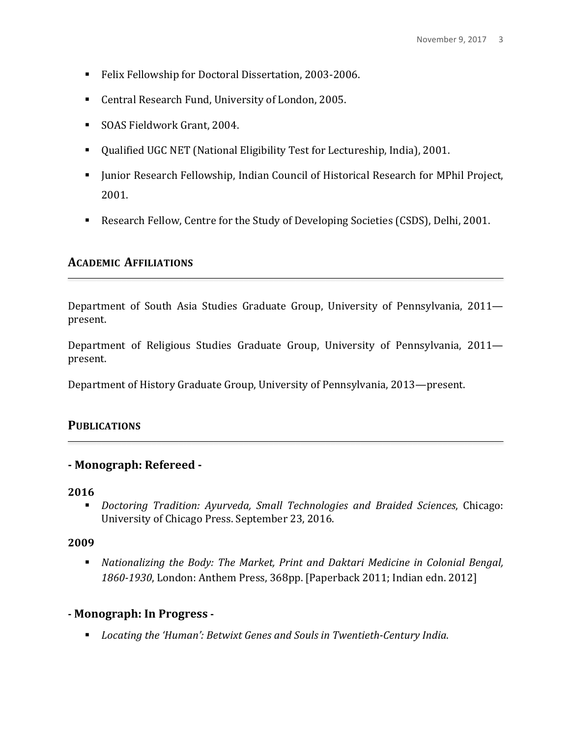- Felix Fellowship for Doctoral Dissertation, 2003-2006.
- Central Research Fund, University of London, 2005.
- SOAS Fieldwork Grant, 2004.
- Qualified UGC NET (National Eligibility Test for Lectureship, India), 2001.
- Junior Research Fellowship, Indian Council of Historical Research for MPhil Project, 2001.
- Research Fellow, Centre for the Study of Developing Societies (CSDS), Delhi, 2001.

## ACADEMIC AFFILIATIONS

Department of South Asia Studies Graduate Group, University of Pennsylvania, 2011—present.

Department of Religious Studies Graduate Group, University of Pennsylvania, 2011—present.

Department of History Graduate Group, University of Pennsylvania, 2013—present.

## PUBLICATIONS

### - Monograph: Refereed -

**2016**

- *Doctoring Tradition: Ayurveda, Small Technologies and Braided Sciences*, Chicago: University of Chicago Press. September 23, 2016.

**2009**

- *Nationalizing the Body: The Market, Print and Daktari Medicine in Colonial Bengal, 1860-1930*, London: Anthem Press, 368pp. [Paperback 2011; Indian edn. 2012]

### - Monograph: In Progress -

- *Locating the 'Human': Betwixt Genes and Souls in Twentieth-Century India*.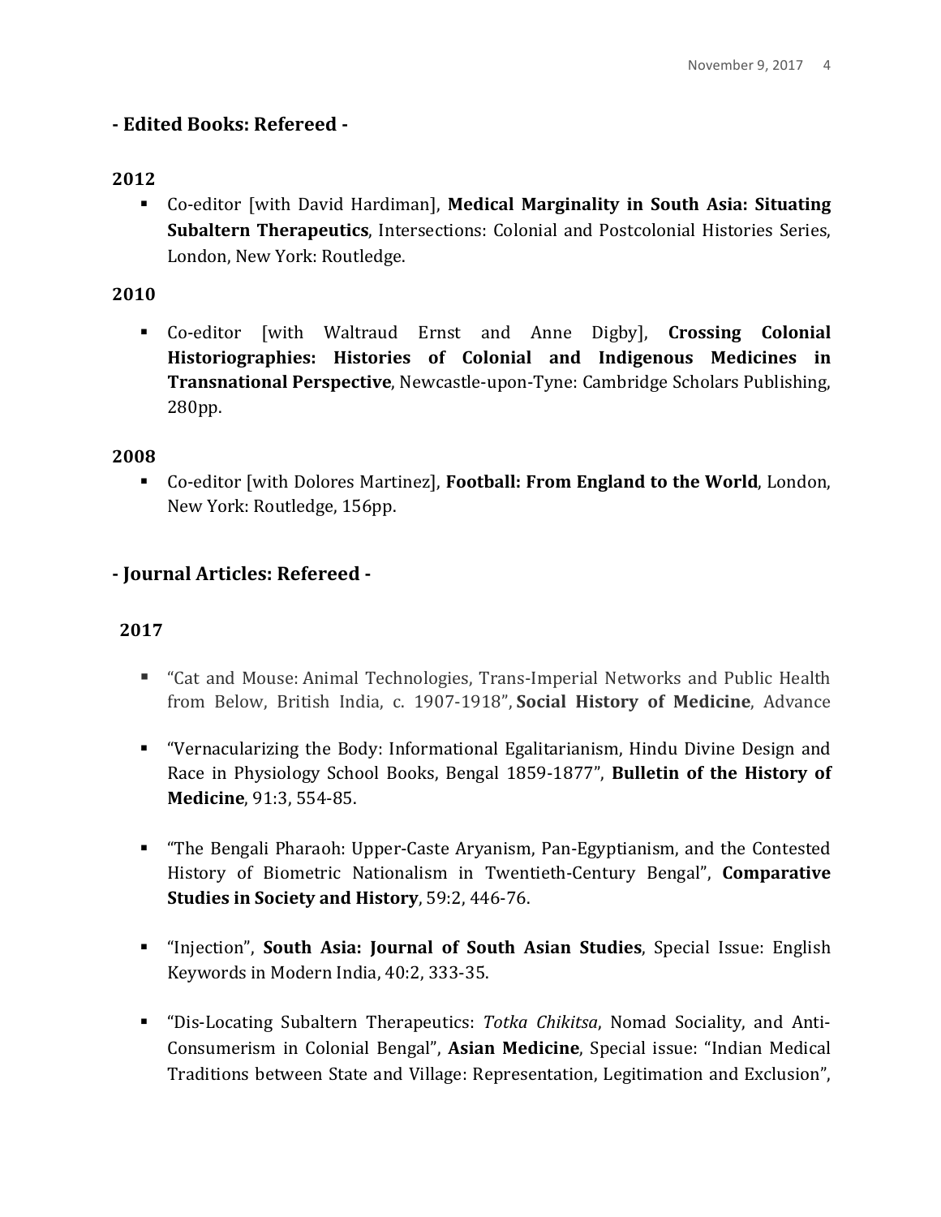## - Edited Books: Refereed -

**2012**

- Co-editor [with David Hardiman], **Medical Marginality in South Asia: Situating Subaltern Therapeutics**, Intersections: Colonial and Postcolonial Histories Series, London, New York: Routledge.

**2010**

- Co-editor [with Waltraud Ernst and Anne Digby], **Crossing Colonial Historiographies: Histories of Colonial and Indigenous Medicines in Transnational Perspective**, Newcastle-upon-Tyne: Cambridge Scholars Publishing, 280pp.

**2008**

- Co-editor [with Dolores Martinez], **Football: From England to the World**, London, New York: Routledge, 156pp.

## - Journal Articles: Refereed -

**2017**

- "Cat and Mouse: Animal Technologies, Trans-Imperial Networks and Public Health from Below, British India, c. 1907-1918", **Social History of Medicine**, Advance

- "Vernacularizing the Body: Informational Egalitarianism, Hindu Divine Design and Race in Physiology School Books, Bengal 1859-1877", **Bulletin of the History of Medicine**, 91:3, 554-85.

- "The Bengali Pharaoh: Upper-Caste Aryanism, Pan-Egyptianism, and the Contested History of Biometric Nationalism in Twentieth-Century Bengal", **Comparative Studies in Society and History**, 59:2, 446-76.

- "Injection", **South Asia: Journal of South Asian Studies**, Special Issue: English Keywords in Modern India, 40:2, 333-35.

- "Dis-Locating Subaltern Therapeutics: *Totka Chikitsa*, Nomad Sociality, and Anti-Consumerism in Colonial Bengal", **Asian Medicine**, Special issue: "Indian Medical Traditions between State and Village: Representation, Legitimation and Exclusion",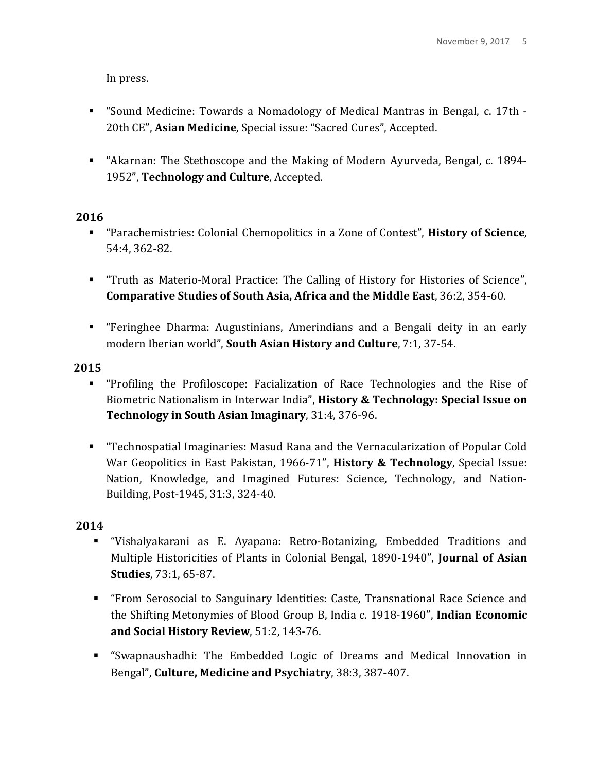In press.

- "Sound Medicine: Towards a Nomadology of Medical Mantras in Bengal, c. 17th - 20th CE", **Asian Medicine**, Special issue: "Sacred Cures", Accepted.

- "Akarnan: The Stethoscope and the Making of Modern Ayurveda, Bengal, c. 1894-1952", **Technology and Culture**, Accepted.

**2016**

- "Parachemistries: Colonial Chemopolitics in a Zone of Contest", **History of Science**, 54:4, 362-82.

- "Truth as Materio-Moral Practice: The Calling of History for Histories of Science", **Comparative Studies of South Asia, Africa and the Middle East**, 36:2, 354-60.

- "Feringhee Dharma: Augustinians, Amerindians and a Bengali deity in an early modern Iberian world", **South Asian History and Culture**, 7:1, 37-54.

**2015**

- "Profiling the Profiloscope: Facialization of Race Technologies and the Rise of Biometric Nationalism in Interwar India", **History & Technology: Special Issue on Technology in South Asian Imaginary**, 31:4, 376-96.

- "Technospatial Imaginaries: Masud Rana and the Vernacularization of Popular Cold War Geopolitics in East Pakistan, 1966-71", **History & Technology**, Special Issue: Nation, Knowledge, and Imagined Futures: Science, Technology, and Nation-Building, Post-1945, 31:3, 324-40.

**2014**

- "Vishalyakarani as E. Ayapana: Retro-Botanizing, Embedded Traditions and Multiple Historicities of Plants in Colonial Bengal, 1890-1940", **Journal of Asian Studies**, 73:1, 65-87.

- "From Serosocial to Sanguinary Identities: Caste, Transnational Race Science and the Shifting Metonymies of Blood Group B, India c. 1918-1960", **Indian Economic and Social History Review**, 51:2, 143-76.

- "Swapnaushadhi: The Embedded Logic of Dreams and Medical Innovation in Bengal", **Culture, Medicine and Psychiatry**, 38:3, 387-407.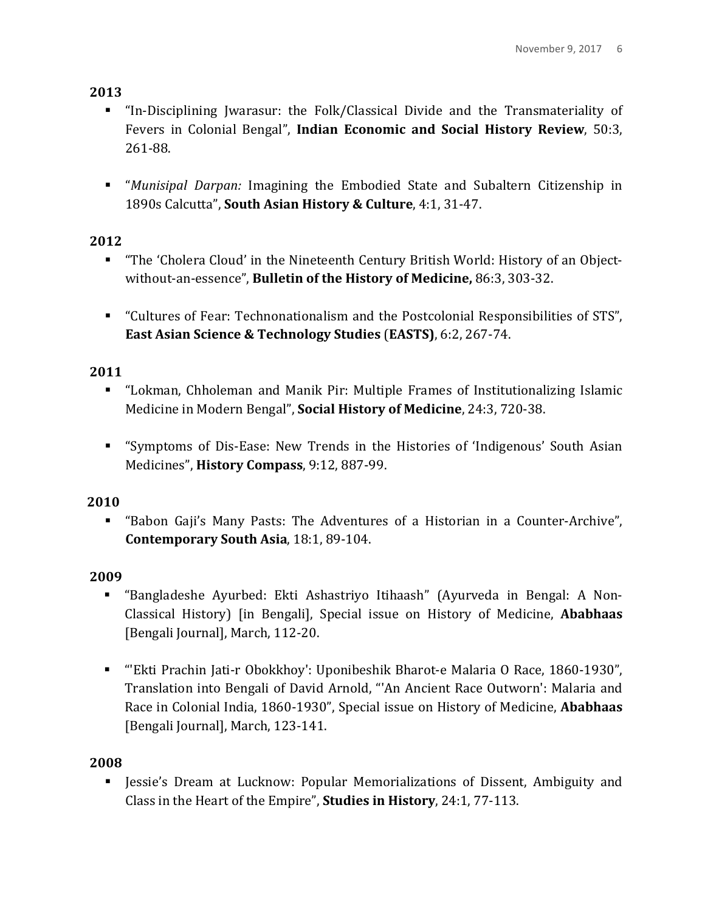**2013**

- "In-Disciplining Jwarasur: the Folk/Classical Divide and the Transmateriality of Fevers in Colonial Bengal", **Indian Economic and Social History Review**, 50:3, 261-88.

- "*Munisipal Darpan:* Imagining the Embodied State and Subaltern Citizenship in 1890s Calcutta", **South Asian History & Culture**, 4:1, 31-47.

**2012**

- "The 'Cholera Cloud' in the Nineteenth Century British World: History of an Object-without-an-essence", **Bulletin of the History of Medicine,** 86:3, 303-32.

- "Cultures of Fear: Technonationalism and the Postcolonial Responsibilities of STS", **East Asian Science & Technology Studies** (**EASTS)**, 6:2, 267-74.

**2011**

- "Lokman, Chholeman and Manik Pir: Multiple Frames of Institutionalizing Islamic Medicine in Modern Bengal", **Social History of Medicine**, 24:3, 720-38.

- "Symptoms of Dis-Ease: New Trends in the Histories of 'Indigenous' South Asian Medicines", **History Compass**, 9:12, 887-99.

**2010**

- "Babon Gaji's Many Pasts: The Adventures of a Historian in a Counter-Archive", **Contemporary South Asia**, 18:1, 89-104.

**2009**

- "Bangladeshe Ayurbed: Ekti Ashastriyo Itihaash" (Ayurveda in Bengal: A Non-Classical History) [in Bengali], Special issue on History of Medicine, **Ababhaas** [Bengali Journal], March, 112-20.

- "'Ekti Prachin Jati-r Obokkhoy': Uponibeshik Bharot-e Malaria O Race, 1860-1930", Translation into Bengali of David Arnold, "'An Ancient Race Outworn': Malaria and Race in Colonial India, 1860-1930", Special issue on History of Medicine, **Ababhaas** [Bengali Journal], March, 123-141.

**2008**

- Jessie's Dream at Lucknow: Popular Memorializations of Dissent, Ambiguity and Class in the Heart of the Empire", **Studies in History**, 24:1, 77-113.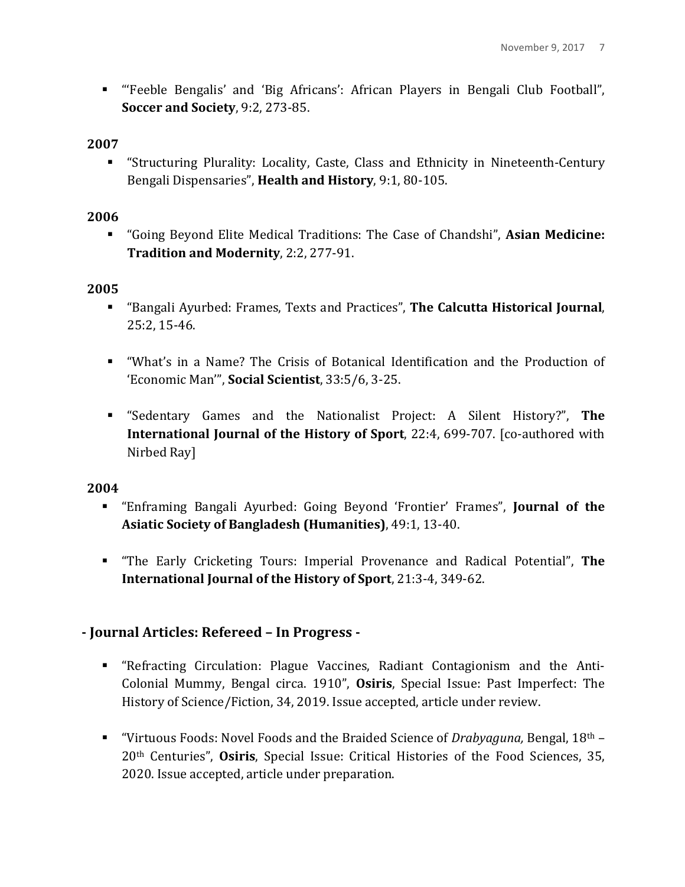- "'Feeble Bengalis' and 'Big Africans': African Players in Bengali Club Football", **Soccer and Society**, 9:2, 273-85.

**2007**

- "Structuring Plurality: Locality, Caste, Class and Ethnicity in Nineteenth-Century Bengali Dispensaries", **Health and History**, 9:1, 80-105.

**2006**

- "Going Beyond Elite Medical Traditions: The Case of Chandshi", **Asian Medicine: Tradition and Modernity**, 2:2, 277-91.

**2005**

- "Bangali Ayurbed: Frames, Texts and Practices", **The Calcutta Historical Journal**, 25:2, 15-46.

- "What's in a Name? The Crisis of Botanical Identification and the Production of 'Economic Man'", **Social Scientist**, 33:5/6, 3-25.

- "Sedentary Games and the Nationalist Project: A Silent History?", **The International Journal of the History of Sport**, 22:4, 699-707. [co-authored with Nirbed Ray]

**2004**

- "Enframing Bangali Ayurbed: Going Beyond 'Frontier' Frames", **Journal of the Asiatic Society of Bangladesh (Humanities)**, 49:1, 13-40.

- "The Early Cricketing Tours: Imperial Provenance and Radical Potential", **The International Journal of the History of Sport**, 21:3-4, 349-62.

## - Journal Articles: Refereed – In Progress -

- "Refracting Circulation: Plague Vaccines, Radiant Contagionism and the Anti-Colonial Mummy, Bengal circa. 1910", **Osiris**, Special Issue: Past Imperfect: The History of Science/Fiction, 34, 2019. Issue accepted, article under review.

- "Virtuous Foods: Novel Foods and the Braided Science of *Drabyaguna,* Bengal, 18th – 20th Centuries", **Osiris**, Special Issue: Critical Histories of the Food Sciences, 35, 2020. Issue accepted, article under preparation.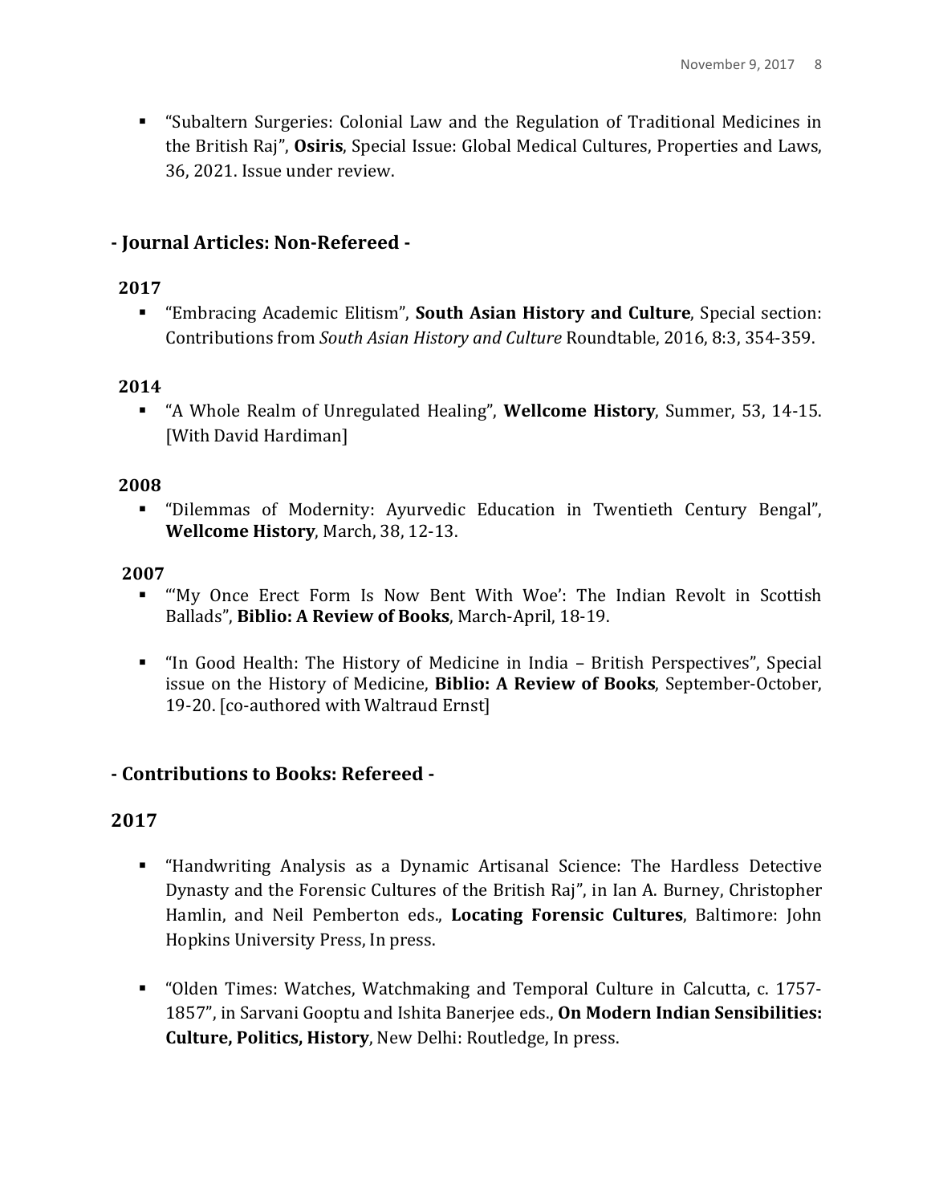- "Subaltern Surgeries: Colonial Law and the Regulation of Traditional Medicines in the British Raj", **Osiris**, Special Issue: Global Medical Cultures, Properties and Laws, 36, 2021. Issue under review.

## - Journal Articles: Non-Refereed -

### 2017

- "Embracing Academic Elitism", **South Asian History and Culture**, Special section: Contributions from *South Asian History and Culture* Roundtable, 2016, 8:3, 354-359.

### 2014

- "A Whole Realm of Unregulated Healing", **Wellcome History**, Summer, 53, 14-15. [With David Hardiman]

### 2008

- "Dilemmas of Modernity: Ayurvedic Education in Twentieth Century Bengal", **Wellcome History**, March, 38, 12-13.

### 2007

- "'My Once Erect Form Is Now Bent With Woe': The Indian Revolt in Scottish Ballads", **Biblio: A Review of Books**, March-April, 18-19.

- "In Good Health: The History of Medicine in India – British Perspectives", Special issue on the History of Medicine, **Biblio: A Review of Books**, September-October, 19-20. [co-authored with Waltraud Ernst]

## - Contributions to Books: Refereed -

### 2017

- "Handwriting Analysis as a Dynamic Artisanal Science: The Hardless Detective Dynasty and the Forensic Cultures of the British Raj", in Ian A. Burney, Christopher Hamlin, and Neil Pemberton eds., **Locating Forensic Cultures**, Baltimore: John Hopkins University Press, In press.

- "Olden Times: Watches, Watchmaking and Temporal Culture in Calcutta, c. 1757-1857", in Sarvani Gooptu and Ishita Banerjee eds., **On Modern Indian Sensibilities: Culture, Politics, History**, New Delhi: Routledge, In press.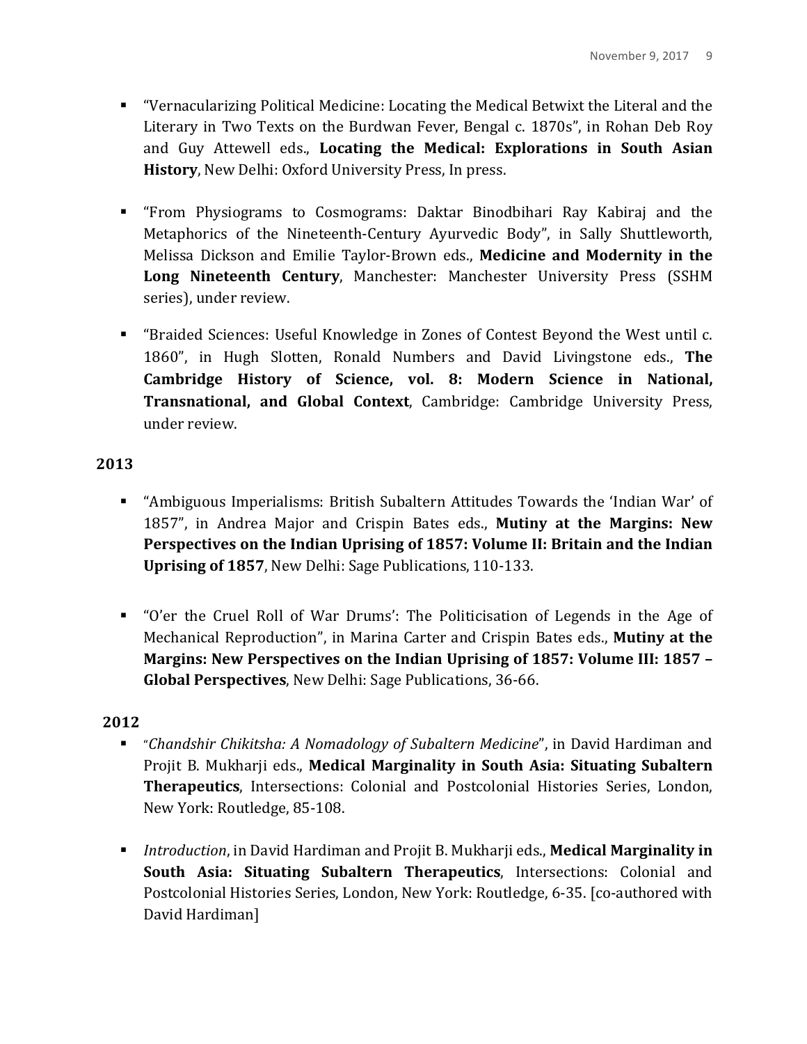- "Vernacularizing Political Medicine: Locating the Medical Betwixt the Literal and the Literary in Two Texts on the Burdwan Fever, Bengal c. 1870s", in Rohan Deb Roy and Guy Attewell eds., **Locating the Medical: Explorations in South Asian History**, New Delhi: Oxford University Press, In press.

- "From Physiograms to Cosmograms: Daktar Binodbihari Ray Kabiraj and the Metaphorics of the Nineteenth-Century Ayurvedic Body", in Sally Shuttleworth, Melissa Dickson and Emilie Taylor-Brown eds., **Medicine and Modernity in the Long Nineteenth Century**, Manchester: Manchester University Press (SSHM series), under review.

- "Braided Sciences: Useful Knowledge in Zones of Contest Beyond the West until c. 1860", in Hugh Slotten, Ronald Numbers and David Livingstone eds., **The Cambridge History of Science, vol. 8: Modern Science in National, Transnational, and Global Context**, Cambridge: Cambridge University Press, under review.

**2013**

- "Ambiguous Imperialisms: British Subaltern Attitudes Towards the 'Indian War' of 1857", in Andrea Major and Crispin Bates eds., **Mutiny at the Margins: New Perspectives on the Indian Uprising of 1857: Volume II: Britain and the Indian Uprising of 1857**, New Delhi: Sage Publications, 110-133.

- "O'er the Cruel Roll of War Drums': The Politicisation of Legends in the Age of Mechanical Reproduction", in Marina Carter and Crispin Bates eds., **Mutiny at the Margins: New Perspectives on the Indian Uprising of 1857: Volume III: 1857 – Global Perspectives**, New Delhi: Sage Publications, 36-66.

**2012**

- "*Chandshir Chikitsha: A Nomadology of Subaltern Medicine*", in David Hardiman and Projit B. Mukharji eds., **Medical Marginality in South Asia: Situating Subaltern Therapeutics**, Intersections: Colonial and Postcolonial Histories Series, London, New York: Routledge, 85-108.

- *Introduction*, in David Hardiman and Projit B. Mukharji eds., **Medical Marginality in South Asia: Situating Subaltern Therapeutics**, Intersections: Colonial and Postcolonial Histories Series, London, New York: Routledge, 6-35. [co-authored with David Hardiman]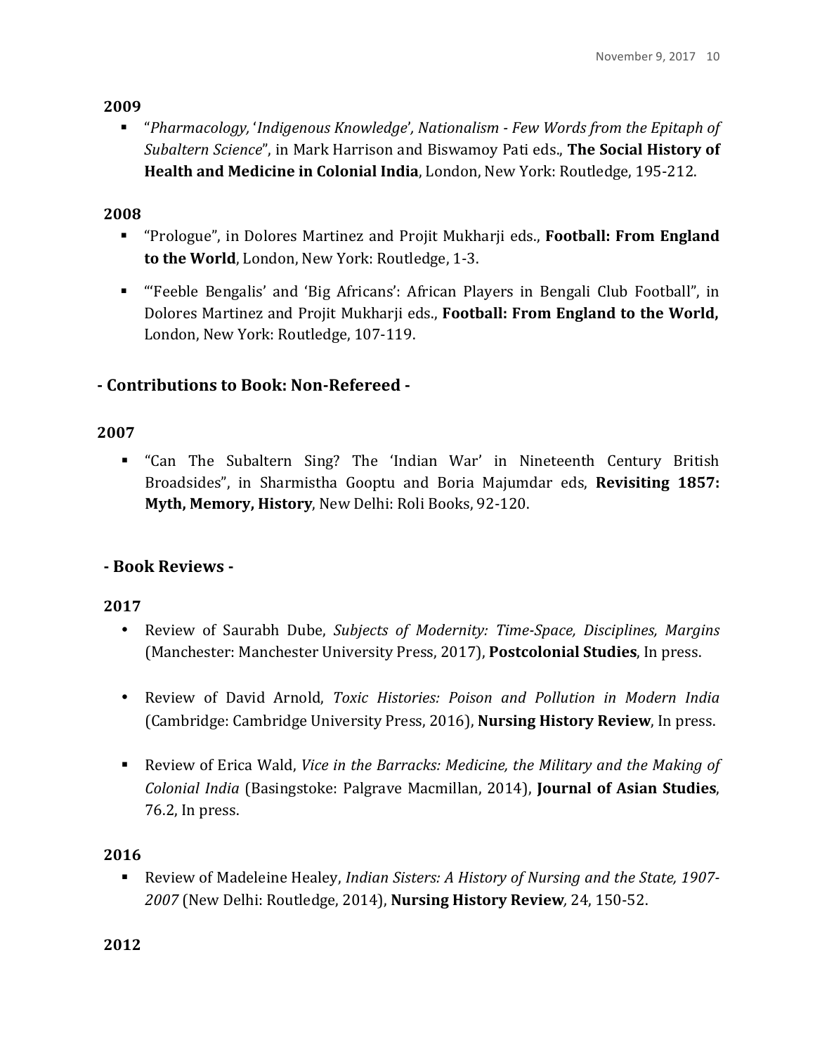**2009**

- "*Pharmacology, 'Indigenous Knowledge', Nationalism - Few Words from the Epitaph of Subaltern Science*", in Mark Harrison and Biswamoy Pati eds., **The Social History of Health and Medicine in Colonial India**, London, New York: Routledge, 195-212.

**2008**

- "Prologue", in Dolores Martinez and Projit Mukharji eds., **Football: From England to the World**, London, New York: Routledge, 1-3.
- "'Feeble Bengalis' and 'Big Africans': African Players in Bengali Club Football", in Dolores Martinez and Projit Mukharji eds., **Football: From England to the World,** London, New York: Routledge, 107-119.

## - Contributions to Book: Non-Refereed -

**2007**

- "Can The Subaltern Sing? The 'Indian War' in Nineteenth Century British Broadsides", in Sharmistha Gooptu and Boria Majumdar eds, **Revisiting 1857: Myth, Memory, History**, New Delhi: Roli Books, 92-120.

## - Book Reviews -

**2017**

- Review of Saurabh Dube, *Subjects of Modernity: Time-Space, Disciplines, Margins* (Manchester: Manchester University Press, 2017), **Postcolonial Studies**, In press.
- Review of David Arnold, *Toxic Histories: Poison and Pollution in Modern India* (Cambridge: Cambridge University Press, 2016), **Nursing History Review**, In press.
- Review of Erica Wald, *Vice in the Barracks: Medicine, the Military and the Making of Colonial India* (Basingstoke: Palgrave Macmillan, 2014), **Journal of Asian Studies**, 76.2, In press.

**2016**

- Review of Madeleine Healey, *Indian Sisters: A History of Nursing and the State, 1907-2007* (New Delhi: Routledge, 2014), **Nursing History Review**, 24, 150-52.

**2012**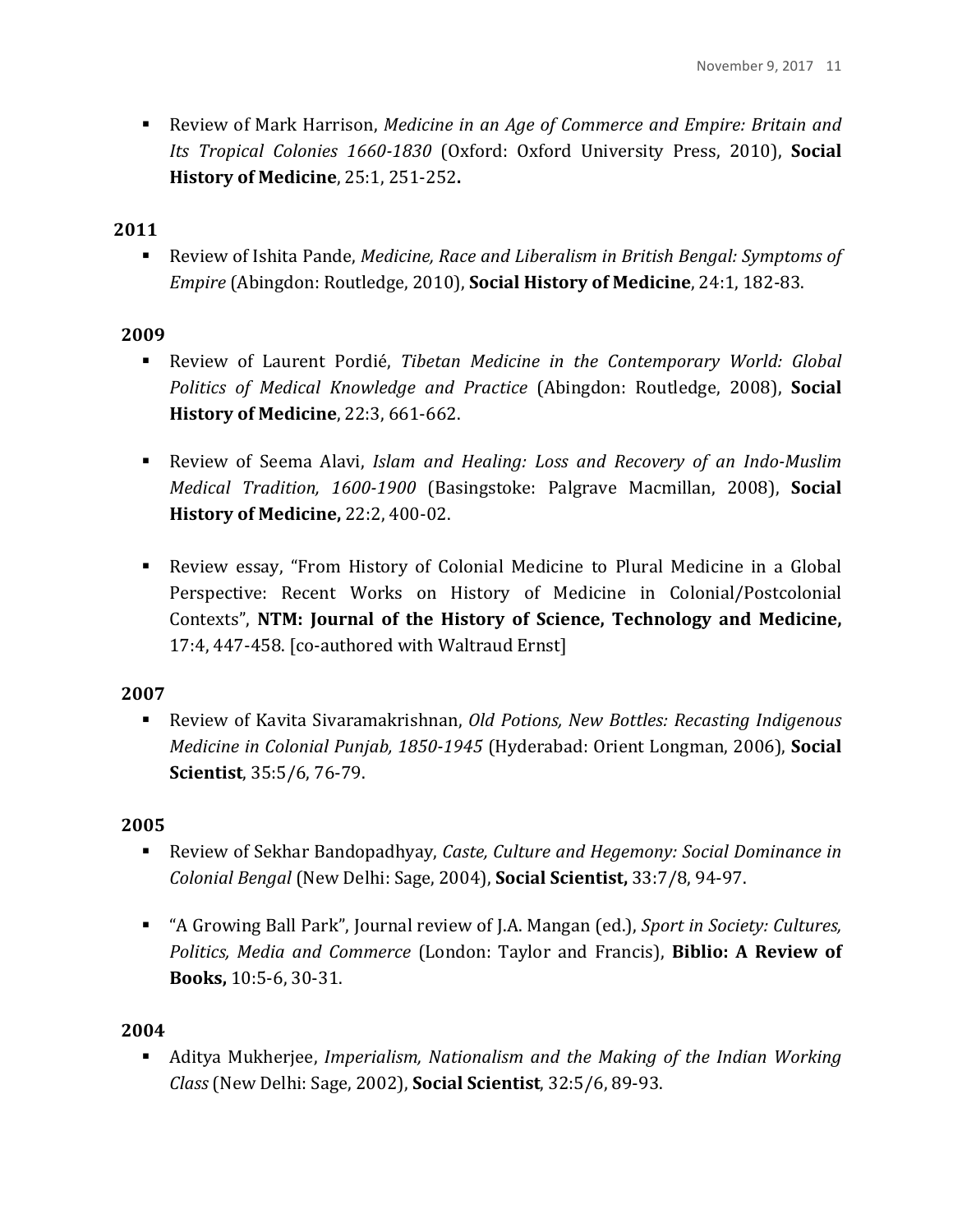- Review of Mark Harrison, *Medicine in an Age of Commerce and Empire: Britain and Its Tropical Colonies 1660-1830* (Oxford: Oxford University Press, 2010), **Social History of Medicine**, 25:1, 251-252**.**

**2011**

- Review of Ishita Pande, *Medicine, Race and Liberalism in British Bengal: Symptoms of Empire* (Abingdon: Routledge, 2010), **Social History of Medicine**, 24:1, 182-83.

**2009**

- Review of Laurent Pordié, *Tibetan Medicine in the Contemporary World: Global Politics of Medical Knowledge and Practice* (Abingdon: Routledge, 2008), **Social History of Medicine**, 22:3, 661-662.

- Review of Seema Alavi, *Islam and Healing: Loss and Recovery of an Indo-Muslim Medical Tradition, 1600-1900* (Basingstoke: Palgrave Macmillan, 2008), **Social History of Medicine,** 22:2, 400-02.

- Review essay, "From History of Colonial Medicine to Plural Medicine in a Global Perspective: Recent Works on History of Medicine in Colonial/Postcolonial Contexts", **NTM: Journal of the History of Science, Technology and Medicine,** 17:4, 447-458. [co-authored with Waltraud Ernst]

**2007**

- Review of Kavita Sivaramakrishnan, *Old Potions, New Bottles: Recasting Indigenous Medicine in Colonial Punjab, 1850-1945* (Hyderabad: Orient Longman, 2006), **Social Scientist**, 35:5/6, 76-79.

**2005**

- Review of Sekhar Bandopadhyay, *Caste, Culture and Hegemony: Social Dominance in Colonial Bengal* (New Delhi: Sage, 2004), **Social Scientist,** 33:7/8, 94-97.

- "A Growing Ball Park", Journal review of J.A. Mangan (ed.), *Sport in Society: Cultures, Politics, Media and Commerce* (London: Taylor and Francis), **Biblio: A Review of Books,** 10:5-6, 30-31.

**2004**

- Aditya Mukherjee, *Imperialism, Nationalism and the Making of the Indian Working Class* (New Delhi: Sage, 2002), **Social Scientist**, 32:5/6, 89-93.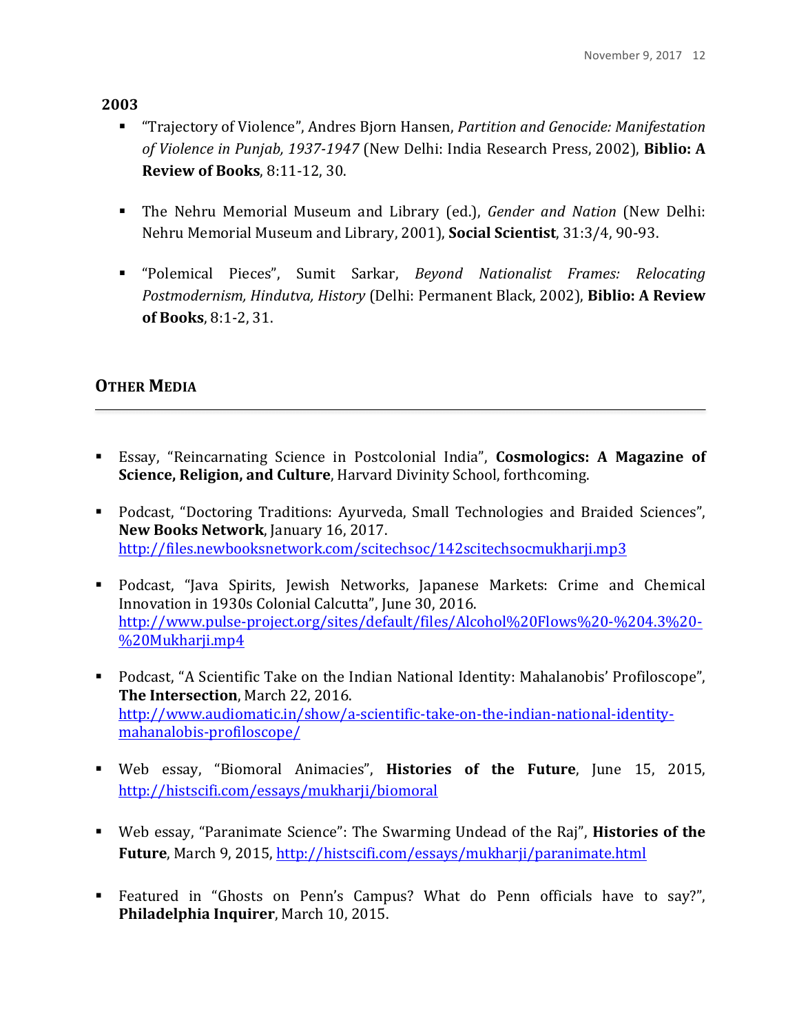**2003**

- "Trajectory of Violence", Andres Bjorn Hansen, *Partition and Genocide: Manifestation of Violence in Punjab, 1937-1947* (New Delhi: India Research Press, 2002), **Biblio: A Review of Books**, 8:11-12, 30.

- The Nehru Memorial Museum and Library (ed.), *Gender and Nation* (New Delhi: Nehru Memorial Museum and Library, 2001), **Social Scientist**, 31:3/4, 90-93.

- "Polemical Pieces", Sumit Sarkar, *Beyond Nationalist Frames: Relocating Postmodernism, Hindutva, History* (Delhi: Permanent Black, 2002), **Biblio: A Review of Books**, 8:1-2, 31.

## OTHER MEDIA

---

- Essay, "Reincarnating Science in Postcolonial India", **Cosmologics: A Magazine of Science, Religion, and Culture**, Harvard Divinity School, forthcoming.

- Podcast, "Doctoring Traditions: Ayurveda, Small Technologies and Braided Sciences", **New Books Network**, January 16, 2017. http://files.newbooksnetwork.com/scitechsoc/142scitechsocmukharji.mp3

- Podcast, "Java Spirits, Jewish Networks, Japanese Markets: Crime and Chemical Innovation in 1930s Colonial Calcutta", June 30, 2016. http://www.pulse-project.org/sites/default/files/Alcohol%20Flows%20-%204.3%20-%20Mukharji.mp4

- Podcast, "A Scientific Take on the Indian National Identity: Mahalanobis' Profiloscope", **The Intersection**, March 22, 2016. http://www.audiomatic.in/show/a-scientific-take-on-the-indian-national-identity-mahanalobis-profiloscope/

- Web essay, "Biomoral Animacies", **Histories of the Future**, June 15, 2015, http://histscifi.com/essays/mukharji/biomoral

- Web essay, "Paranimate Science": The Swarming Undead of the Raj", **Histories of the Future**, March 9, 2015, http://histscifi.com/essays/mukharji/paranimate.html

- Featured in "Ghosts on Penn's Campus? What do Penn officials have to say?", **Philadelphia Inquirer**, March 10, 2015.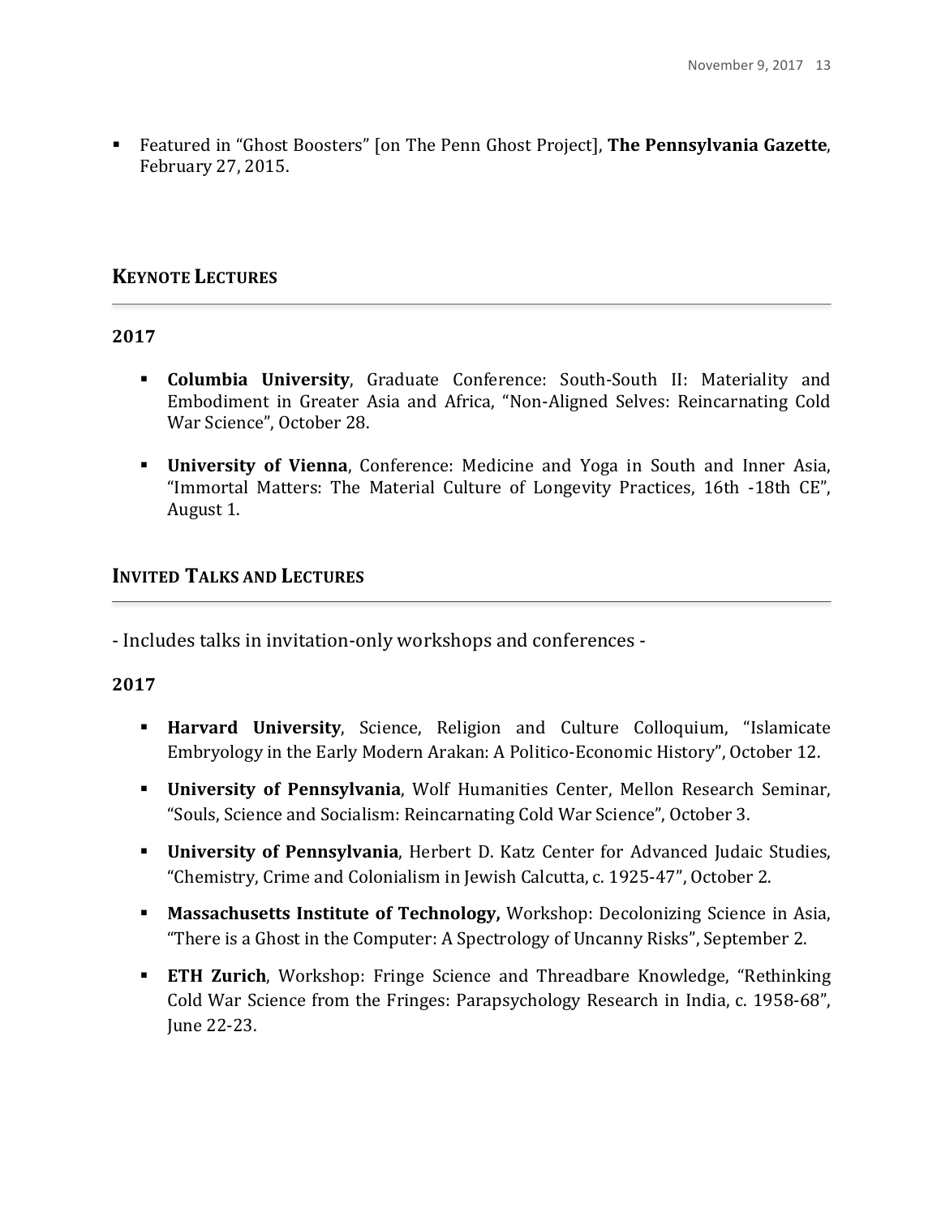- Featured in "Ghost Boosters" [on The Penn Ghost Project], **The Pennsylvania Gazette**, February 27, 2015.

## Keynote Lectures

### 2017

- **Columbia University**, Graduate Conference: South-South II: Materiality and Embodiment in Greater Asia and Africa, "Non-Aligned Selves: Reincarnating Cold War Science", October 28.
- **University of Vienna**, Conference: Medicine and Yoga in South and Inner Asia, "Immortal Matters: The Material Culture of Longevity Practices, 16th -18th CE", August 1.

## Invited Talks and Lectures

- Includes talks in invitation-only workshops and conferences -

### 2017

- **Harvard University**, Science, Religion and Culture Colloquium, "Islamicate Embryology in the Early Modern Arakan: A Politico-Economic History", October 12.
- **University of Pennsylvania**, Wolf Humanities Center, Mellon Research Seminar, "Souls, Science and Socialism: Reincarnating Cold War Science", October 3.
- **University of Pennsylvania**, Herbert D. Katz Center for Advanced Judaic Studies, "Chemistry, Crime and Colonialism in Jewish Calcutta, c. 1925-47", October 2.
- **Massachusetts Institute of Technology,** Workshop: Decolonizing Science in Asia, "There is a Ghost in the Computer: A Spectrology of Uncanny Risks", September 2.
- **ETH Zurich**, Workshop: Fringe Science and Threadbare Knowledge, "Rethinking Cold War Science from the Fringes: Parapsychology Research in India, c. 1958-68", June 22-23.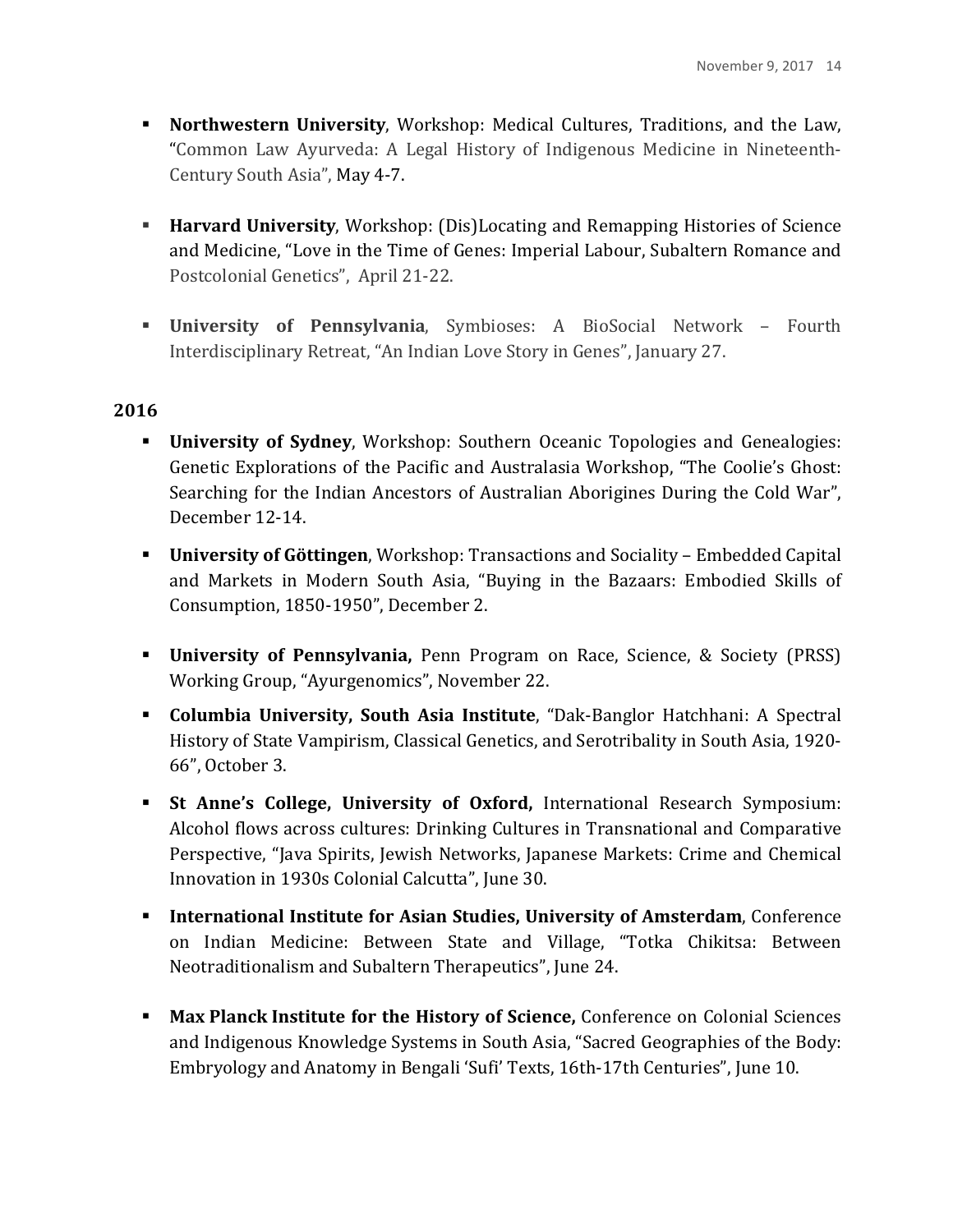- **Northwestern University**, Workshop: Medical Cultures, Traditions, and the Law, "Common Law Ayurveda: A Legal History of Indigenous Medicine in Nineteenth-Century South Asia", May 4-7.

- **Harvard University**, Workshop: (Dis)Locating and Remapping Histories of Science and Medicine, "Love in the Time of Genes: Imperial Labour, Subaltern Romance and Postcolonial Genetics", April 21-22.

- **University of Pennsylvania**, Symbioses: A BioSocial Network – Fourth Interdisciplinary Retreat, "An Indian Love Story in Genes", January 27.

**2016**

- **University of Sydney**, Workshop: Southern Oceanic Topologies and Genealogies: Genetic Explorations of the Pacific and Australasia Workshop, "The Coolie's Ghost: Searching for the Indian Ancestors of Australian Aborigines During the Cold War", December 12-14.

- **University of Göttingen**, Workshop: Transactions and Sociality – Embedded Capital and Markets in Modern South Asia, "Buying in the Bazaars: Embodied Skills of Consumption, 1850-1950", December 2.

- **University of Pennsylvania,** Penn Program on Race, Science, & Society (PRSS) Working Group, "Ayurgenomics", November 22.

- **Columbia University, South Asia Institute**, "Dak-Banglor Hatchhani: A Spectral History of State Vampirism, Classical Genetics, and Serotribality in South Asia, 1920-66", October 3.

- **St Anne's College, University of Oxford,** International Research Symposium: Alcohol flows across cultures: Drinking Cultures in Transnational and Comparative Perspective, "Java Spirits, Jewish Networks, Japanese Markets: Crime and Chemical Innovation in 1930s Colonial Calcutta", June 30.

- **International Institute for Asian Studies, University of Amsterdam**, Conference on Indian Medicine: Between State and Village, "Totka Chikitsa: Between Neotraditionalism and Subaltern Therapeutics", June 24.

- **Max Planck Institute for the History of Science,** Conference on Colonial Sciences and Indigenous Knowledge Systems in South Asia, "Sacred Geographies of the Body: Embryology and Anatomy in Bengali 'Sufi' Texts, 16th-17th Centuries", June 10.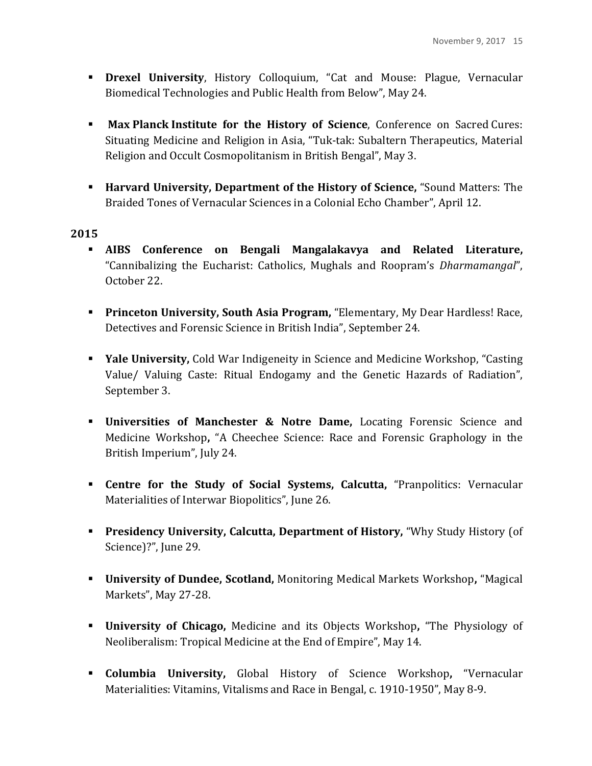- **Drexel University**, History Colloquium, "Cat and Mouse: Plague, Vernacular Biomedical Technologies and Public Health from Below", May 24.

- **Max Planck Institute for the History of Science**, Conference on Sacred Cures: Situating Medicine and Religion in Asia, "Tuk-tak: Subaltern Therapeutics, Material Religion and Occult Cosmopolitanism in British Bengal", May 3.

- **Harvard University, Department of the History of Science,** "Sound Matters: The Braided Tones of Vernacular Sciences in a Colonial Echo Chamber", April 12.

**2015**

- **AIBS Conference on Bengali Mangalakavya and Related Literature,** "Cannibalizing the Eucharist: Catholics, Mughals and Roopram's *Dharmamangal*", October 22.

- **Princeton University, South Asia Program,** "Elementary, My Dear Hardless! Race, Detectives and Forensic Science in British India", September 24.

- **Yale University,** Cold War Indigeneity in Science and Medicine Workshop, "Casting Value/ Valuing Caste: Ritual Endogamy and the Genetic Hazards of Radiation", September 3.

- **Universities of Manchester & Notre Dame,** Locating Forensic Science and Medicine Workshop**,** "A Cheechee Science: Race and Forensic Graphology in the British Imperium", July 24.

- **Centre for the Study of Social Systems, Calcutta,** "Pranpolitics: Vernacular Materialities of Interwar Biopolitics", June 26.

- **Presidency University, Calcutta, Department of History,** "Why Study History (of Science)?", June 29.

- **University of Dundee, Scotland,** Monitoring Medical Markets Workshop**,** "Magical Markets", May 27-28.

- **University of Chicago,** Medicine and its Objects Workshop**,** "The Physiology of Neoliberalism: Tropical Medicine at the End of Empire", May 14.

- **Columbia University,** Global History of Science Workshop**,** "Vernacular Materialities: Vitamins, Vitalisms and Race in Bengal, c. 1910-1950", May 8-9.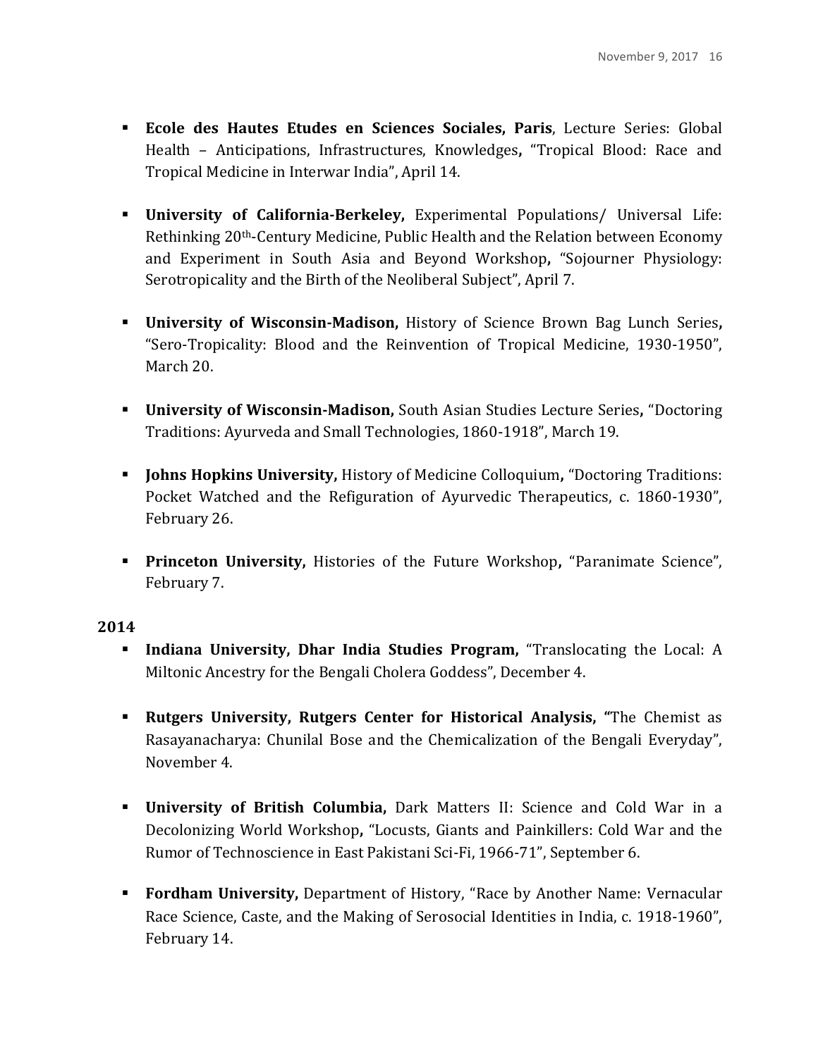- **Ecole des Hautes Etudes en Sciences Sociales, Paris**, Lecture Series: Global Health – Anticipations, Infrastructures, Knowledges**,** "Tropical Blood: Race and Tropical Medicine in Interwar India", April 14.

- **University of California-Berkeley,** Experimental Populations/ Universal Life: Rethinking 20th-Century Medicine, Public Health and the Relation between Economy and Experiment in South Asia and Beyond Workshop**,** "Sojourner Physiology: Serotropicality and the Birth of the Neoliberal Subject", April 7.

- **University of Wisconsin-Madison,** History of Science Brown Bag Lunch Series**,** "Sero-Tropicality: Blood and the Reinvention of Tropical Medicine, 1930-1950", March 20.

- **University of Wisconsin-Madison,** South Asian Studies Lecture Series**,** "Doctoring Traditions: Ayurveda and Small Technologies, 1860-1918", March 19.

- **Johns Hopkins University,** History of Medicine Colloquium**,** "Doctoring Traditions: Pocket Watched and the Refiguration of Ayurvedic Therapeutics, c. 1860-1930", February 26.

- **Princeton University,** Histories of the Future Workshop**,** "Paranimate Science", February 7.

**2014**

- **Indiana University, Dhar India Studies Program,** "Translocating the Local: A Miltonic Ancestry for the Bengali Cholera Goddess", December 4.

- **Rutgers University, Rutgers Center for Historical Analysis, "**The Chemist as Rasayanacharya: Chunilal Bose and the Chemicalization of the Bengali Everyday", November 4.

- **University of British Columbia,** Dark Matters II: Science and Cold War in a Decolonizing World Workshop**,** "Locusts, Giants and Painkillers: Cold War and the Rumor of Technoscience in East Pakistani Sci-Fi, 1966-71", September 6.

- **Fordham University,** Department of History, "Race by Another Name: Vernacular Race Science, Caste, and the Making of Serosocial Identities in India, c. 1918-1960", February 14.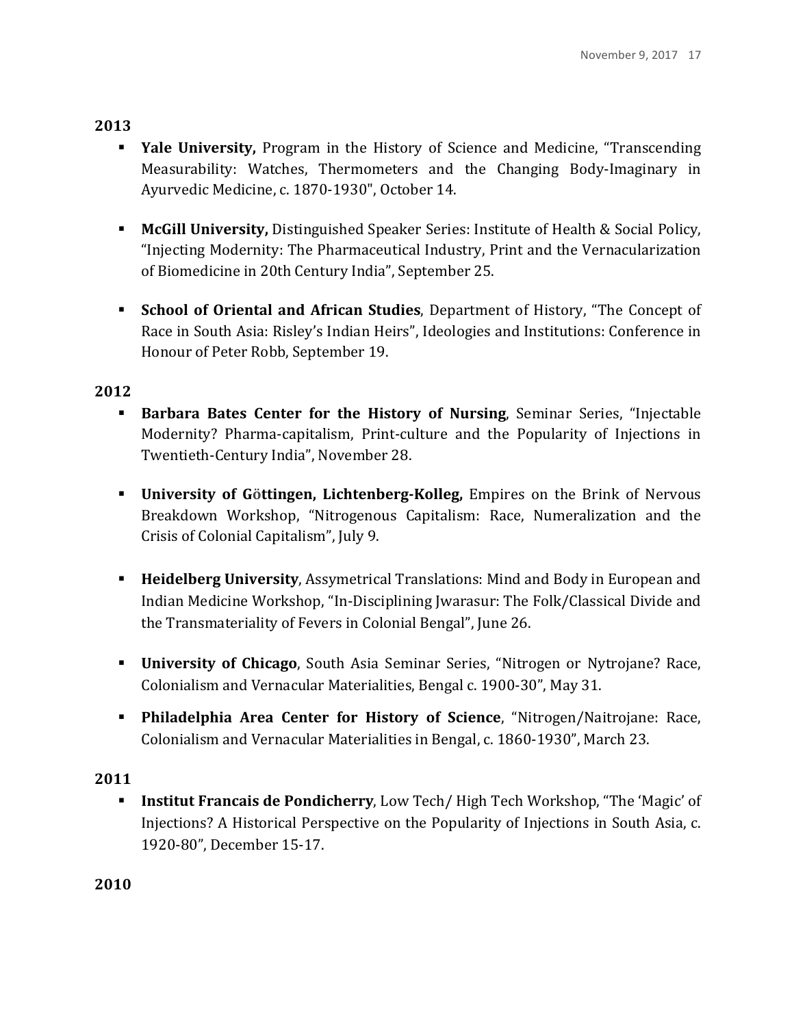**2013**

- **Yale University,** Program in the History of Science and Medicine, "Transcending Measurability: Watches, Thermometers and the Changing Body-Imaginary in Ayurvedic Medicine, c. 1870-1930", October 14.

- **McGill University,** Distinguished Speaker Series: Institute of Health & Social Policy, "Injecting Modernity: The Pharmaceutical Industry, Print and the Vernacularization of Biomedicine in 20th Century India", September 25.

- **School of Oriental and African Studies**, Department of History, "The Concept of Race in South Asia: Risley's Indian Heirs", Ideologies and Institutions: Conference in Honour of Peter Robb, September 19.

**2012**

- **Barbara Bates Center for the History of Nursing**, Seminar Series, "Injectable Modernity? Pharma-capitalism, Print-culture and the Popularity of Injections in Twentieth-Century India", November 28.

- **University of Göttingen, Lichtenberg-Kolleg,** Empires on the Brink of Nervous Breakdown Workshop, "Nitrogenous Capitalism: Race, Numeralization and the Crisis of Colonial Capitalism", July 9.

- **Heidelberg University**, Assymetrical Translations: Mind and Body in European and Indian Medicine Workshop, "In-Disciplining Jwarasur: The Folk/Classical Divide and the Transmateriality of Fevers in Colonial Bengal", June 26.

- **University of Chicago**, South Asia Seminar Series, "Nitrogen or Nytrojane? Race, Colonialism and Vernacular Materialities, Bengal c. 1900-30", May 31.

- **Philadelphia Area Center for History of Science**, "Nitrogen/Naitrojane: Race, Colonialism and Vernacular Materialities in Bengal, c. 1860-1930", March 23.

**2011**

- **Institut Francais de Pondicherry**, Low Tech/ High Tech Workshop, "The 'Magic' of Injections? A Historical Perspective on the Popularity of Injections in South Asia, c. 1920-80", December 15-17.

**2010**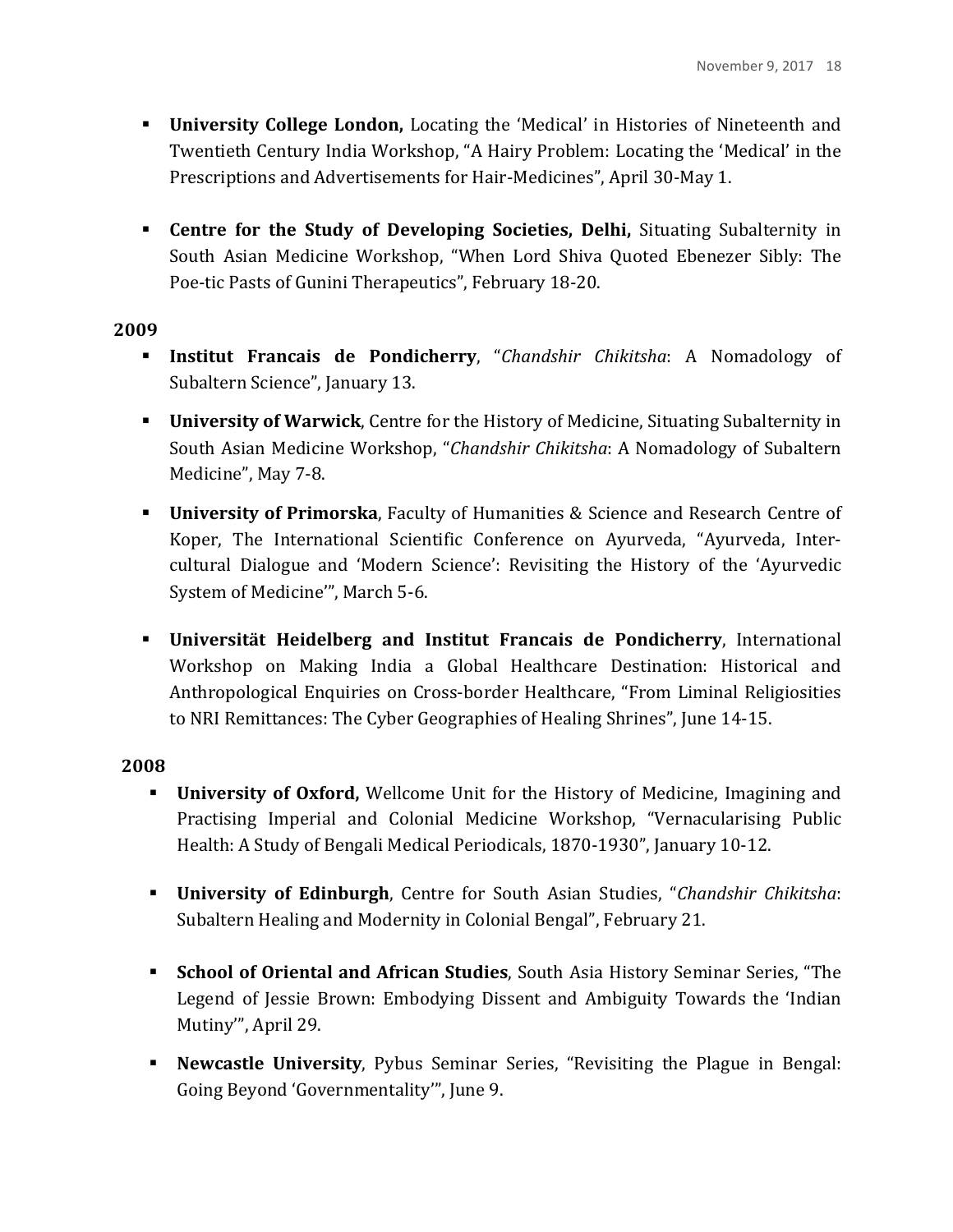- **University College London,** Locating the 'Medical' in Histories of Nineteenth and Twentieth Century India Workshop, "A Hairy Problem: Locating the 'Medical' in the Prescriptions and Advertisements for Hair-Medicines", April 30-May 1.

- **Centre for the Study of Developing Societies, Delhi,** Situating Subalternity in South Asian Medicine Workshop, "When Lord Shiva Quoted Ebenezer Sibly: The Poe-tic Pasts of Gunini Therapeutics", February 18-20.

**2009**

- **Institut Francais de Pondicherry**, "*Chandshir Chikitsha*: A Nomadology of Subaltern Science", January 13.
- **University of Warwick**, Centre for the History of Medicine, Situating Subalternity in South Asian Medicine Workshop, "*Chandshir Chikitsha*: A Nomadology of Subaltern Medicine", May 7-8.
- **University of Primorska**, Faculty of Humanities & Science and Research Centre of Koper, The International Scientific Conference on Ayurveda, "Ayurveda, Inter-cultural Dialogue and 'Modern Science': Revisiting the History of the 'Ayurvedic System of Medicine'", March 5-6.

- **Universität Heidelberg and Institut Francais de Pondicherry**, International Workshop on Making India a Global Healthcare Destination: Historical and Anthropological Enquiries on Cross-border Healthcare, "From Liminal Religiosities to NRI Remittances: The Cyber Geographies of Healing Shrines", June 14-15.

**2008**

- **University of Oxford,** Wellcome Unit for the History of Medicine, Imagining and Practising Imperial and Colonial Medicine Workshop, "Vernacularising Public Health: A Study of Bengali Medical Periodicals, 1870-1930", January 10-12.

- **University of Edinburgh**, Centre for South Asian Studies, "*Chandshir Chikitsha*: Subaltern Healing and Modernity in Colonial Bengal", February 21.

- **School of Oriental and African Studies**, South Asia History Seminar Series, "The Legend of Jessie Brown: Embodying Dissent and Ambiguity Towards the 'Indian Mutiny'", April 29.

- **Newcastle University**, Pybus Seminar Series, "Revisiting the Plague in Bengal: Going Beyond 'Governmentality'", June 9.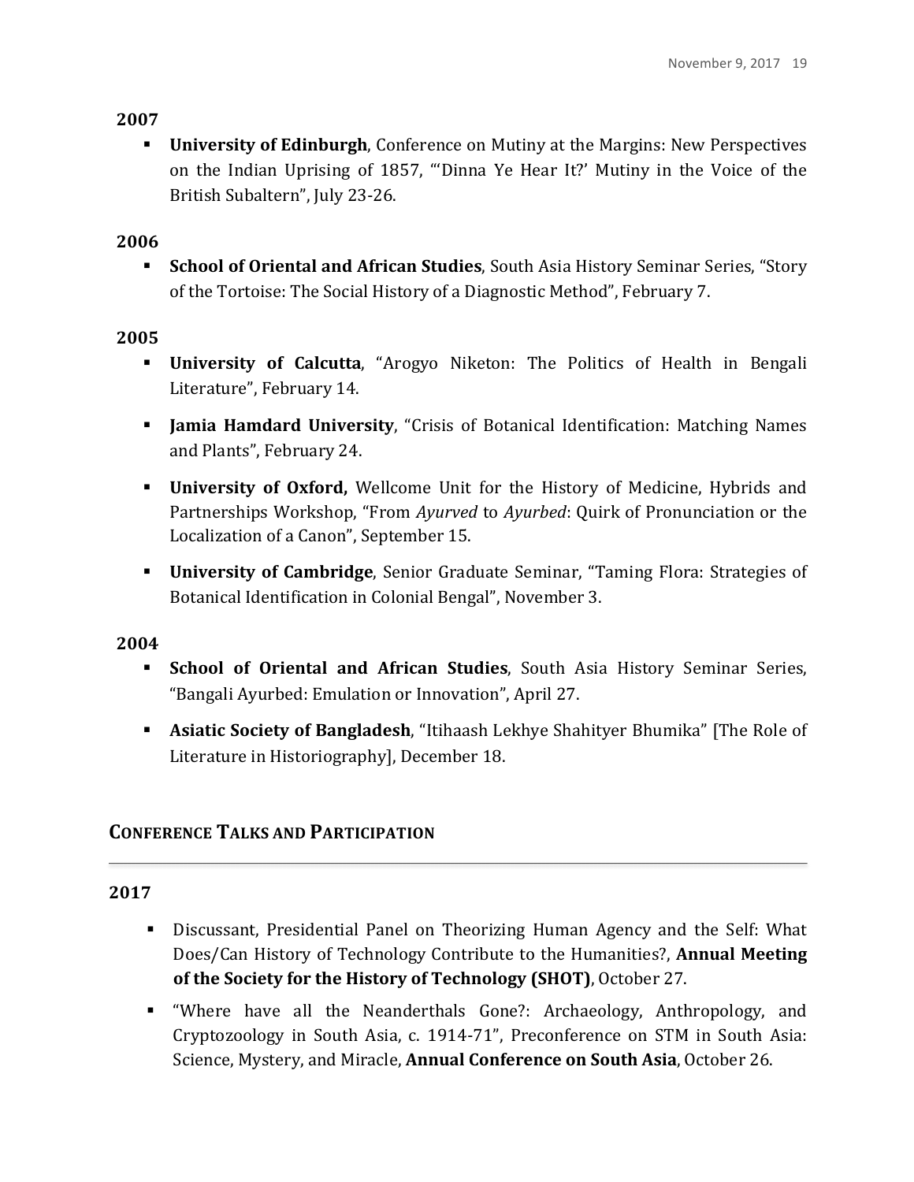**2007**

- **University of Edinburgh**, Conference on Mutiny at the Margins: New Perspectives on the Indian Uprising of 1857, "'Dinna Ye Hear It?' Mutiny in the Voice of the British Subaltern", July 23-26.

**2006**

- **School of Oriental and African Studies**, South Asia History Seminar Series, "Story of the Tortoise: The Social History of a Diagnostic Method", February 7.

**2005**

- **University of Calcutta**, "Arogyo Niketon: The Politics of Health in Bengali Literature", February 14.
- **Jamia Hamdard University**, "Crisis of Botanical Identification: Matching Names and Plants", February 24.
- **University of Oxford,** Wellcome Unit for the History of Medicine, Hybrids and Partnerships Workshop, "From *Ayurved* to *Ayurbed*: Quirk of Pronunciation or the Localization of a Canon", September 15.
- **University of Cambridge**, Senior Graduate Seminar, "Taming Flora: Strategies of Botanical Identification in Colonial Bengal", November 3.

**2004**

- **School of Oriental and African Studies**, South Asia History Seminar Series, "Bangali Ayurbed: Emulation or Innovation", April 27.
- **Asiatic Society of Bangladesh**, "Itihaash Lekhye Shahityer Bhumika" [The Role of Literature in Historiography], December 18.

## Conference Talks and Participation

**2017**

- Discussant, Presidential Panel on Theorizing Human Agency and the Self: What Does/Can History of Technology Contribute to the Humanities?, **Annual Meeting of the Society for the History of Technology (SHOT)**, October 27.
- "Where have all the Neanderthals Gone?: Archaeology, Anthropology, and Cryptozoology in South Asia, c. 1914-71", Preconference on STM in South Asia: Science, Mystery, and Miracle, **Annual Conference on South Asia**, October 26.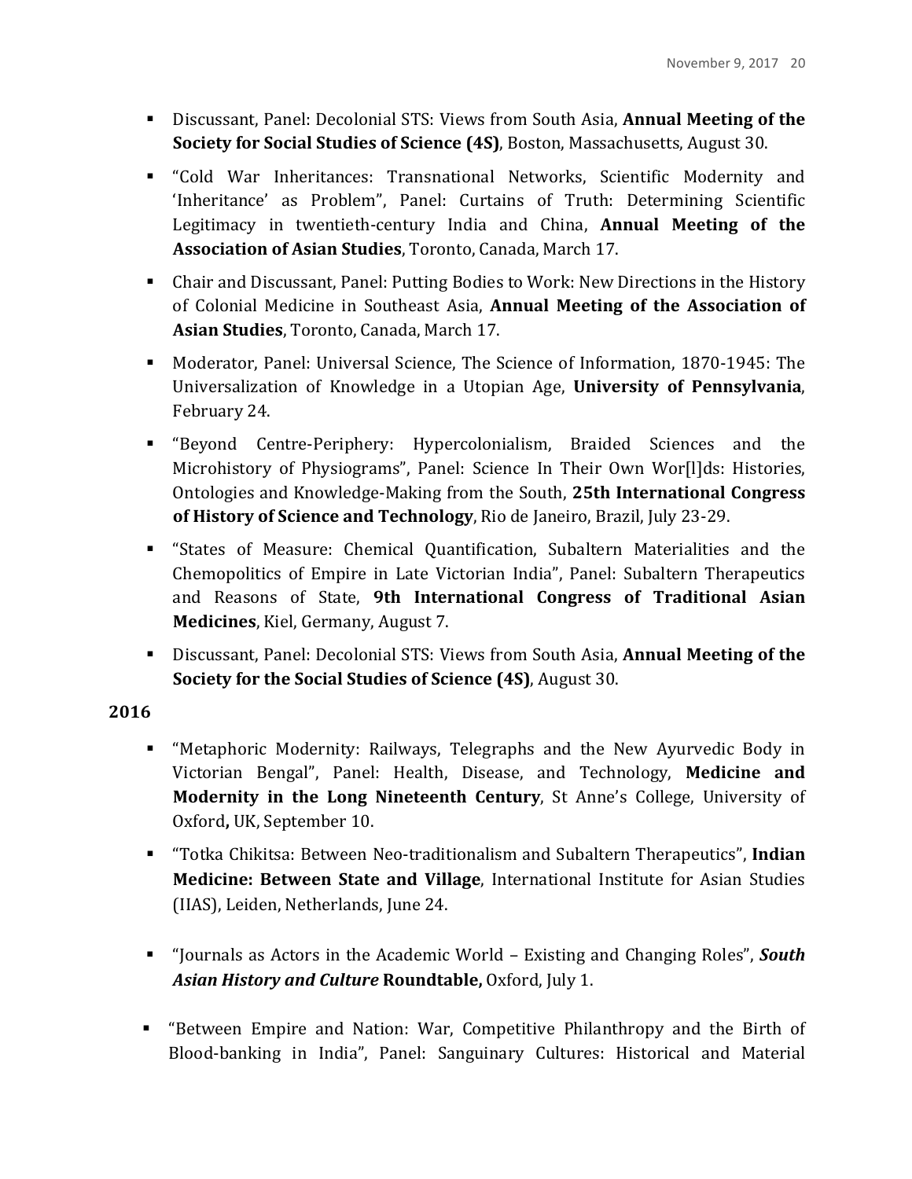- Discussant, Panel: Decolonial STS: Views from South Asia, **Annual Meeting of the Society for Social Studies of Science (4S)**, Boston, Massachusetts, August 30.
- "Cold War Inheritances: Transnational Networks, Scientific Modernity and 'Inheritance' as Problem", Panel: Curtains of Truth: Determining Scientific Legitimacy in twentieth-century India and China, **Annual Meeting of the Association of Asian Studies**, Toronto, Canada, March 17.
- Chair and Discussant, Panel: Putting Bodies to Work: New Directions in the History of Colonial Medicine in Southeast Asia, **Annual Meeting of the Association of Asian Studies**, Toronto, Canada, March 17.
- Moderator, Panel: Universal Science, The Science of Information, 1870-1945: The Universalization of Knowledge in a Utopian Age, **University of Pennsylvania**, February 24.
- "Beyond Centre-Periphery: Hypercolonialism, Braided Sciences and the Microhistory of Physiograms", Panel: Science In Their Own Wor[l]ds: Histories, Ontologies and Knowledge-Making from the South, **25th International Congress of History of Science and Technology**, Rio de Janeiro, Brazil, July 23-29.
- "States of Measure: Chemical Quantification, Subaltern Materialities and the Chemopolitics of Empire in Late Victorian India", Panel: Subaltern Therapeutics and Reasons of State, **9th International Congress of Traditional Asian Medicines**, Kiel, Germany, August 7.
- Discussant, Panel: Decolonial STS: Views from South Asia, **Annual Meeting of the Society for the Social Studies of Science (4S)**, August 30.

**2016**

- "Metaphoric Modernity: Railways, Telegraphs and the New Ayurvedic Body in Victorian Bengal", Panel: Health, Disease, and Technology, **Medicine and Modernity in the Long Nineteenth Century**, St Anne's College, University of Oxford**,** UK, September 10.
- "Totka Chikitsa: Between Neo-traditionalism and Subaltern Therapeutics", **Indian Medicine: Between State and Village**, International Institute for Asian Studies (IIAS), Leiden, Netherlands, June 24.
- "Journals as Actors in the Academic World – Existing and Changing Roles", ***South Asian History and Culture* Roundtable,** Oxford, July 1.
- "Between Empire and Nation: War, Competitive Philanthropy and the Birth of Blood-banking in India", Panel: Sanguinary Cultures: Historical and Material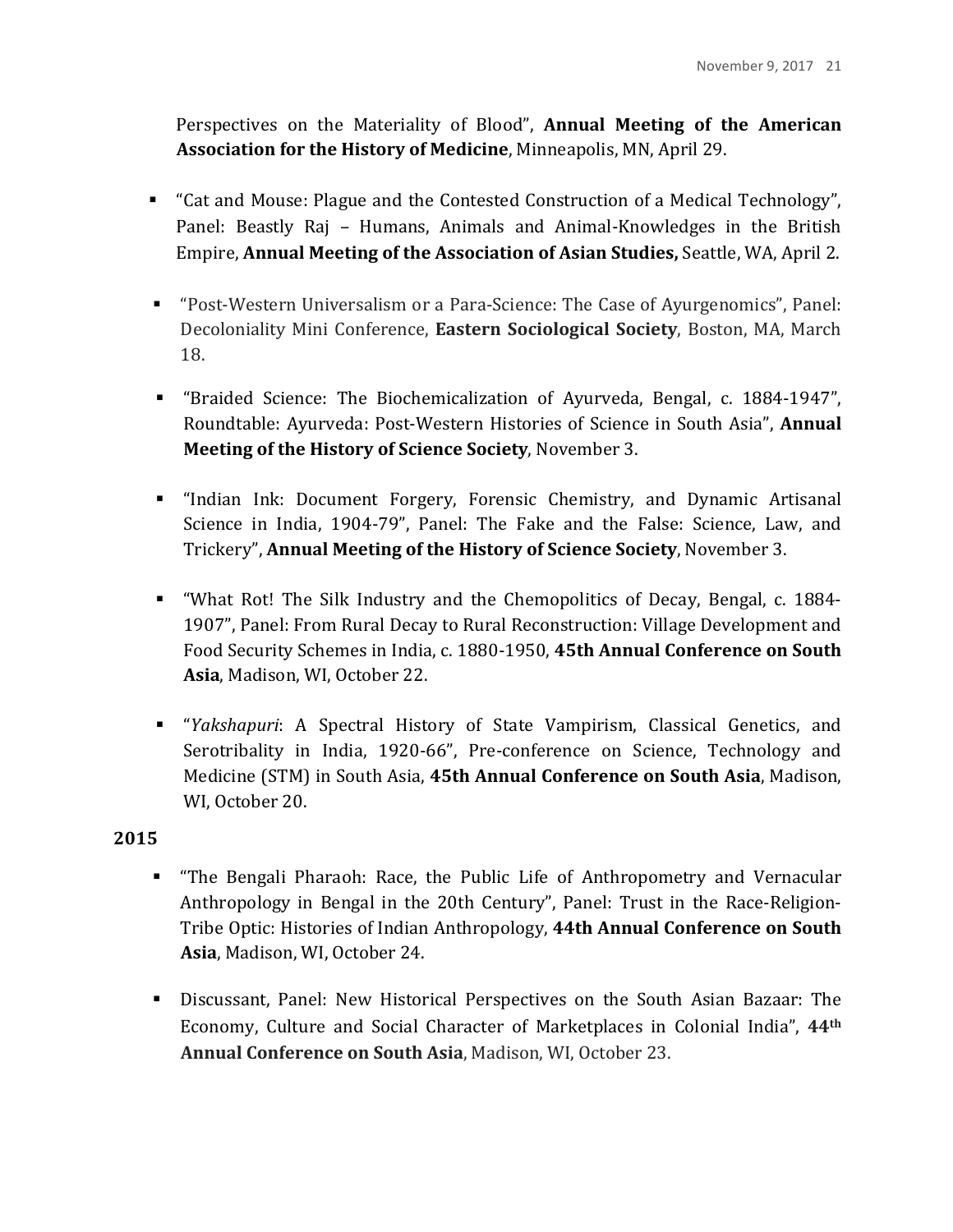Perspectives on the Materiality of Blood", **Annual Meeting of the American Association for the History of Medicine**, Minneapolis, MN, April 29.

- "Cat and Mouse: Plague and the Contested Construction of a Medical Technology", Panel: Beastly Raj – Humans, Animals and Animal-Knowledges in the British Empire, **Annual Meeting of the Association of Asian Studies,** Seattle, WA, April 2.
- "Post-Western Universalism or a Para-Science: The Case of Ayurgenomics", Panel: Decoloniality Mini Conference, **Eastern Sociological Society**, Boston, MA, March 18.
- "Braided Science: The Biochemicalization of Ayurveda, Bengal, c. 1884-1947", Roundtable: Ayurveda: Post-Western Histories of Science in South Asia", **Annual Meeting of the History of Science Society**, November 3.
- "Indian Ink: Document Forgery, Forensic Chemistry, and Dynamic Artisanal Science in India, 1904-79", Panel: The Fake and the False: Science, Law, and Trickery", **Annual Meeting of the History of Science Society**, November 3.
- "What Rot! The Silk Industry and the Chemopolitics of Decay, Bengal, c. 1884-1907", Panel: From Rural Decay to Rural Reconstruction: Village Development and Food Security Schemes in India, c. 1880-1950, **45th Annual Conference on South Asia**, Madison, WI, October 22.
- "*Yakshapuri*: A Spectral History of State Vampirism, Classical Genetics, and Serotribality in India, 1920-66", Pre-conference on Science, Technology and Medicine (STM) in South Asia, **45th Annual Conference on South Asia**, Madison, WI, October 20.

**2015**

- "The Bengali Pharaoh: Race, the Public Life of Anthropometry and Vernacular Anthropology in Bengal in the 20th Century", Panel: Trust in the Race-Religion-Tribe Optic: Histories of Indian Anthropology, **44th Annual Conference on South Asia**, Madison, WI, October 24.
- Discussant, Panel: New Historical Perspectives on the South Asian Bazaar: The Economy, Culture and Social Character of Marketplaces in Colonial India", **44th Annual Conference on South Asia**, Madison, WI, October 23.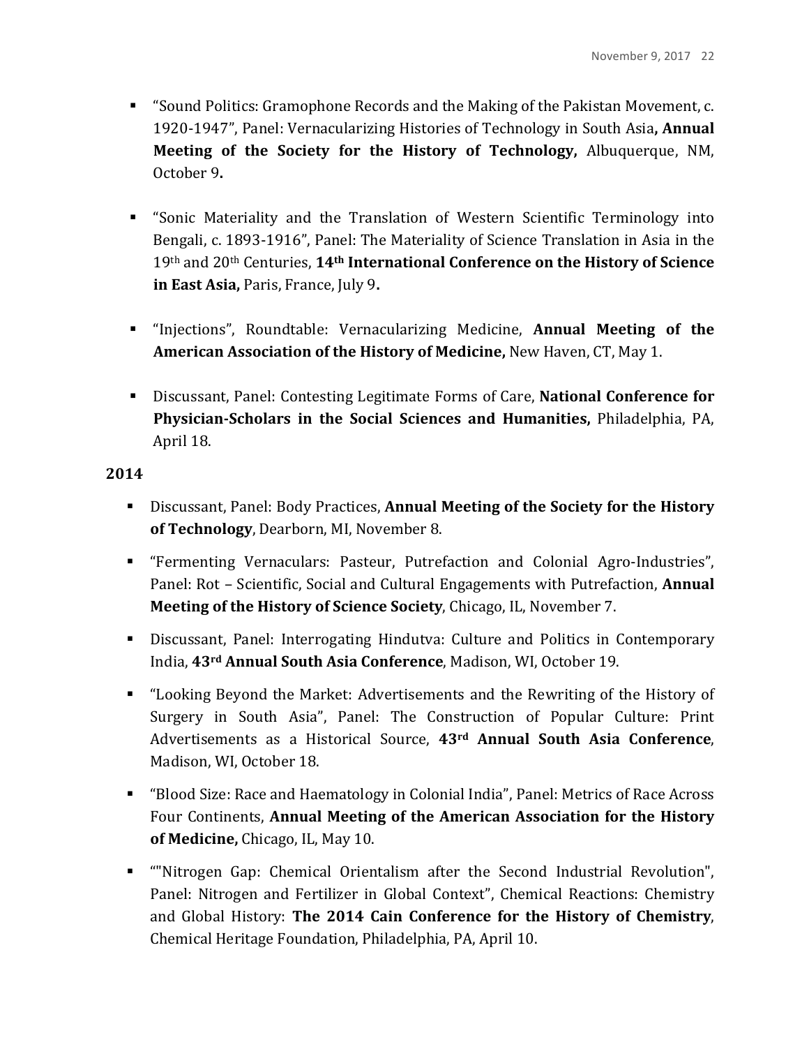- "Sound Politics: Gramophone Records and the Making of the Pakistan Movement, c. 1920-1947", Panel: Vernacularizing Histories of Technology in South Asia**, Annual Meeting of the Society for the History of Technology,** Albuquerque, NM, October 9**.**

- "Sonic Materiality and the Translation of Western Scientific Terminology into Bengali, c. 1893-1916", Panel: The Materiality of Science Translation in Asia in the 19th and 20th Centuries, **14th International Conference on the History of Science in East Asia,** Paris, France, July 9**.**

- "Injections", Roundtable: Vernacularizing Medicine, **Annual Meeting of the American Association of the History of Medicine,** New Haven, CT, May 1.

- Discussant, Panel: Contesting Legitimate Forms of Care, **National Conference for Physician-Scholars in the Social Sciences and Humanities,** Philadelphia, PA, April 18.

**2014**

- Discussant, Panel: Body Practices, **Annual Meeting of the Society for the History of Technology**, Dearborn, MI, November 8.
- "Fermenting Vernaculars: Pasteur, Putrefaction and Colonial Agro-Industries", Panel: Rot – Scientific, Social and Cultural Engagements with Putrefaction, **Annual Meeting of the History of Science Society**, Chicago, IL, November 7.
- Discussant, Panel: Interrogating Hindutva: Culture and Politics in Contemporary India, **43rd Annual South Asia Conference**, Madison, WI, October 19.
- "Looking Beyond the Market: Advertisements and the Rewriting of the History of Surgery in South Asia", Panel: The Construction of Popular Culture: Print Advertisements as a Historical Source, **43rd Annual South Asia Conference**, Madison, WI, October 18.
- "Blood Size: Race and Haematology in Colonial India", Panel: Metrics of Race Across Four Continents, **Annual Meeting of the American Association for the History of Medicine,** Chicago, IL, May 10.
- ""Nitrogen Gap: Chemical Orientalism after the Second Industrial Revolution", Panel: Nitrogen and Fertilizer in Global Context", Chemical Reactions: Chemistry and Global History: **The 2014 Cain Conference for the History of Chemistry**, Chemical Heritage Foundation, Philadelphia, PA, April 10.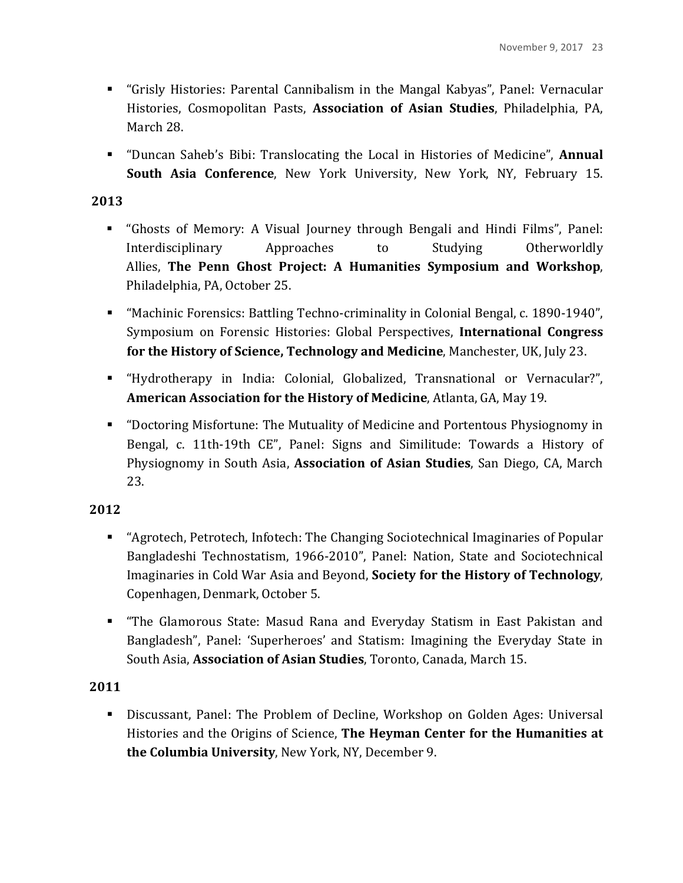- “Grisly Histories: Parental Cannibalism in the Mangal Kabyas”, Panel: Vernacular Histories, Cosmopolitan Pasts, **Association of Asian Studies**, Philadelphia, PA, March 28.
- “Duncan Saheb’s Bibi: Translocating the Local in Histories of Medicine”, **Annual South Asia Conference**, New York University, New York, NY, February 15.

**2013**

- “Ghosts of Memory: A Visual Journey through Bengali and Hindi Films”, Panel: Interdisciplinary Approaches to Studying Otherworldly Allies, **The Penn Ghost Project: A Humanities Symposium and Workshop**, Philadelphia, PA, October 25.
- “Machinic Forensics: Battling Techno-criminality in Colonial Bengal, c. 1890-1940”, Symposium on Forensic Histories: Global Perspectives, **International Congress for the History of Science, Technology and Medicine**, Manchester, UK, July 23.
- “Hydrotherapy in India: Colonial, Globalized, Transnational or Vernacular?”, **American Association for the History of Medicine**, Atlanta, GA, May 19.
- “Doctoring Misfortune: The Mutuality of Medicine and Portentous Physiognomy in Bengal, c. 11th-19th CE”, Panel: Signs and Similitude: Towards a History of Physiognomy in South Asia, **Association of Asian Studies**, San Diego, CA, March 23.

**2012**

- “Agrotech, Petrotech, Infotech: The Changing Sociotechnical Imaginaries of Popular Bangladeshi Technostatism, 1966-2010”, Panel: Nation, State and Sociotechnical Imaginaries in Cold War Asia and Beyond, **Society for the History of Technology**, Copenhagen, Denmark, October 5.
- “The Glamorous State: Masud Rana and Everyday Statism in East Pakistan and Bangladesh”, Panel: ‘Superheroes’ and Statism: Imagining the Everyday State in South Asia, **Association of Asian Studies**, Toronto, Canada, March 15.

**2011**

- Discussant, Panel: The Problem of Decline, Workshop on Golden Ages: Universal Histories and the Origins of Science, **The Heyman Center for the Humanities at the Columbia University**, New York, NY, December 9.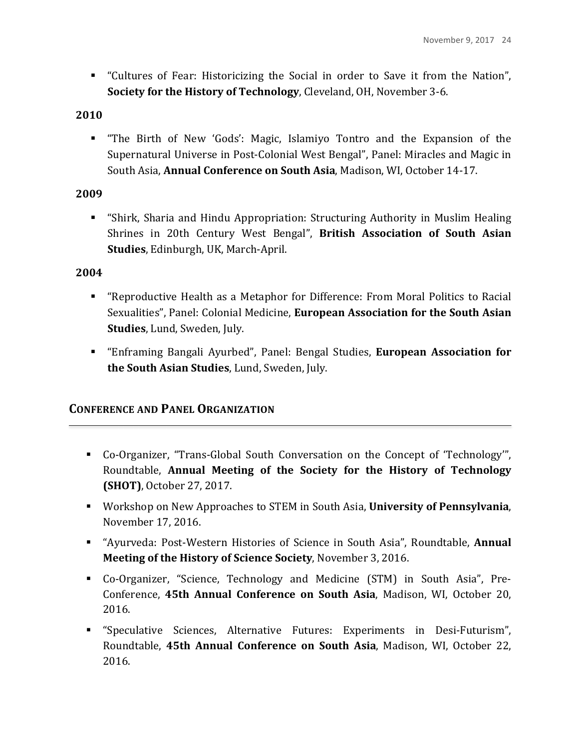- "Cultures of Fear: Historicizing the Social in order to Save it from the Nation", **Society for the History of Technology**, Cleveland, OH, November 3-6.

**2010**

- "The Birth of New 'Gods': Magic, Islamiyo Tontro and the Expansion of the Supernatural Universe in Post-Colonial West Bengal", Panel: Miracles and Magic in South Asia, **Annual Conference on South Asia**, Madison, WI, October 14-17.

**2009**

- "Shirk, Sharia and Hindu Appropriation: Structuring Authority in Muslim Healing Shrines in 20th Century West Bengal", **British Association of South Asian Studies**, Edinburgh, UK, March-April.

**2004**

- "Reproductive Health as a Metaphor for Difference: From Moral Politics to Racial Sexualities", Panel: Colonial Medicine, **European Association for the South Asian Studies**, Lund, Sweden, July.
- "Enframing Bangali Ayurbed", Panel: Bengal Studies, **European Association for the South Asian Studies**, Lund, Sweden, July.

## Conference and Panel Organization

- Co-Organizer, "Trans-Global South Conversation on the Concept of 'Technology'", Roundtable, **Annual Meeting of the Society for the History of Technology (SHOT)**, October 27, 2017.
- Workshop on New Approaches to STEM in South Asia, **University of Pennsylvania**, November 17, 2016.
- "Ayurveda: Post-Western Histories of Science in South Asia", Roundtable, **Annual Meeting of the History of Science Society**, November 3, 2016.
- Co-Organizer, "Science, Technology and Medicine (STM) in South Asia", Pre-Conference, **45th Annual Conference on South Asia**, Madison, WI, October 20, 2016.
- "Speculative Sciences, Alternative Futures: Experiments in Desi-Futurism", Roundtable, **45th Annual Conference on South Asia**, Madison, WI, October 22, 2016.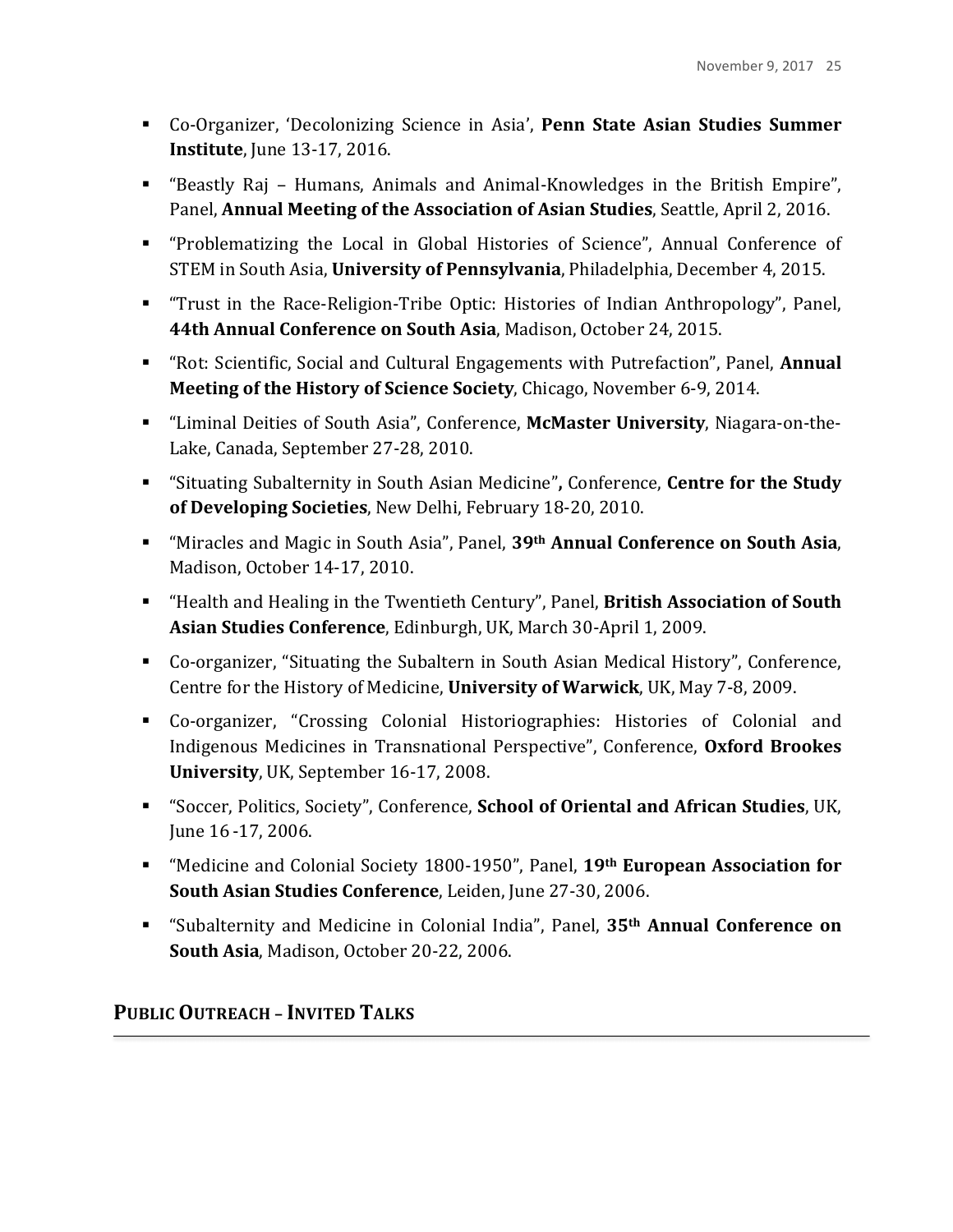- Co-Organizer, 'Decolonizing Science in Asia', **Penn State Asian Studies Summer Institute**, June 13-17, 2016.
- "Beastly Raj – Humans, Animals and Animal-Knowledges in the British Empire", Panel, **Annual Meeting of the Association of Asian Studies**, Seattle, April 2, 2016.
- "Problematizing the Local in Global Histories of Science", Annual Conference of STEM in South Asia, **University of Pennsylvania**, Philadelphia, December 4, 2015.
- "Trust in the Race-Religion-Tribe Optic: Histories of Indian Anthropology", Panel, **44th Annual Conference on South Asia**, Madison, October 24, 2015.
- "Rot: Scientific, Social and Cultural Engagements with Putrefaction", Panel, **Annual Meeting of the History of Science Society**, Chicago, November 6-9, 2014.
- "Liminal Deities of South Asia", Conference, **McMaster University**, Niagara-on-the-Lake, Canada, September 27-28, 2010.
- "Situating Subalternity in South Asian Medicine"**,** Conference, **Centre for the Study of Developing Societies**, New Delhi, February 18-20, 2010.
- "Miracles and Magic in South Asia", Panel, **39th Annual Conference on South Asia**, Madison, October 14-17, 2010.
- "Health and Healing in the Twentieth Century", Panel, **British Association of South Asian Studies Conference**, Edinburgh, UK, March 30-April 1, 2009.
- Co-organizer, "Situating the Subaltern in South Asian Medical History", Conference, Centre for the History of Medicine, **University of Warwick**, UK, May 7-8, 2009.
- Co-organizer, "Crossing Colonial Historiographies: Histories of Colonial and Indigenous Medicines in Transnational Perspective", Conference, **Oxford Brookes University**, UK, September 16-17, 2008.
- "Soccer, Politics, Society", Conference, **School of Oriental and African Studies**, UK, June 16 -17, 2006.
- "Medicine and Colonial Society 1800-1950", Panel, **19th European Association for South Asian Studies Conference**, Leiden, June 27-30, 2006.
- "Subalternity and Medicine in Colonial India", Panel, **35th Annual Conference on South Asia**, Madison, October 20-22, 2006.

## Public Outreach – Invited Talks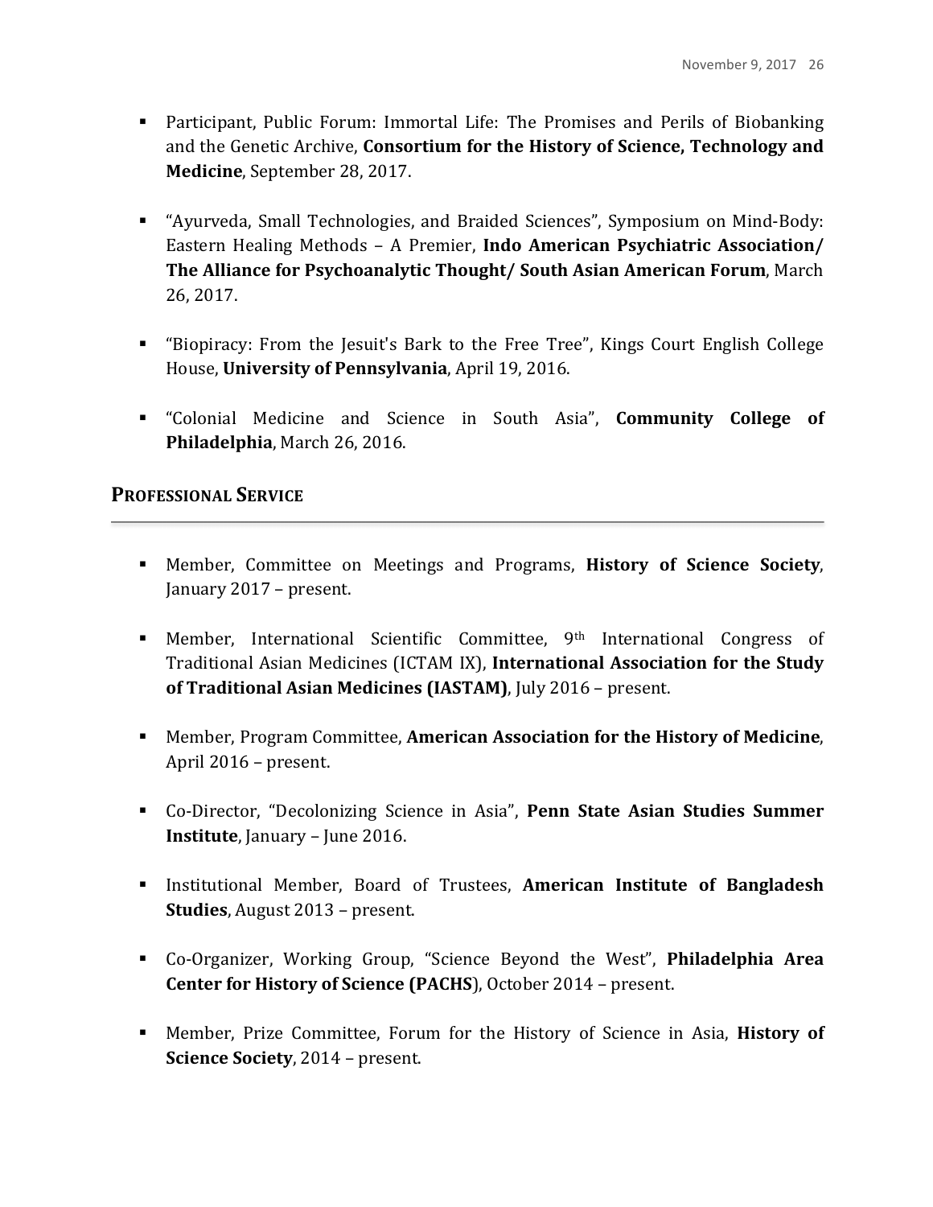- Participant, Public Forum: Immortal Life: The Promises and Perils of Biobanking and the Genetic Archive, **Consortium for the History of Science, Technology and Medicine**, September 28, 2017.

- "Ayurveda, Small Technologies, and Braided Sciences", Symposium on Mind-Body: Eastern Healing Methods – A Premier, **Indo American Psychiatric Association/ The Alliance for Psychoanalytic Thought/ South Asian American Forum**, March 26, 2017.

- "Biopiracy: From the Jesuit's Bark to the Free Tree", Kings Court English College House, **University of Pennsylvania**, April 19, 2016.

- "Colonial Medicine and Science in South Asia", **Community College of Philadelphia**, March 26, 2016.

## PROFESSIONAL SERVICE

- Member, Committee on Meetings and Programs, **History of Science Society**, January 2017 – present.

- Member, International Scientific Committee, 9th International Congress of Traditional Asian Medicines (ICTAM IX), **International Association for the Study of Traditional Asian Medicines (IASTAM)**, July 2016 – present.

- Member, Program Committee, **American Association for the History of Medicine**, April 2016 – present.

- Co-Director, "Decolonizing Science in Asia", **Penn State Asian Studies Summer Institute**, January – June 2016.

- Institutional Member, Board of Trustees, **American Institute of Bangladesh Studies**, August 2013 – present.

- Co-Organizer, Working Group, "Science Beyond the West", **Philadelphia Area Center for History of Science (PACHS**), October 2014 – present.

- Member, Prize Committee, Forum for the History of Science in Asia, **History of Science Society**, 2014 – present.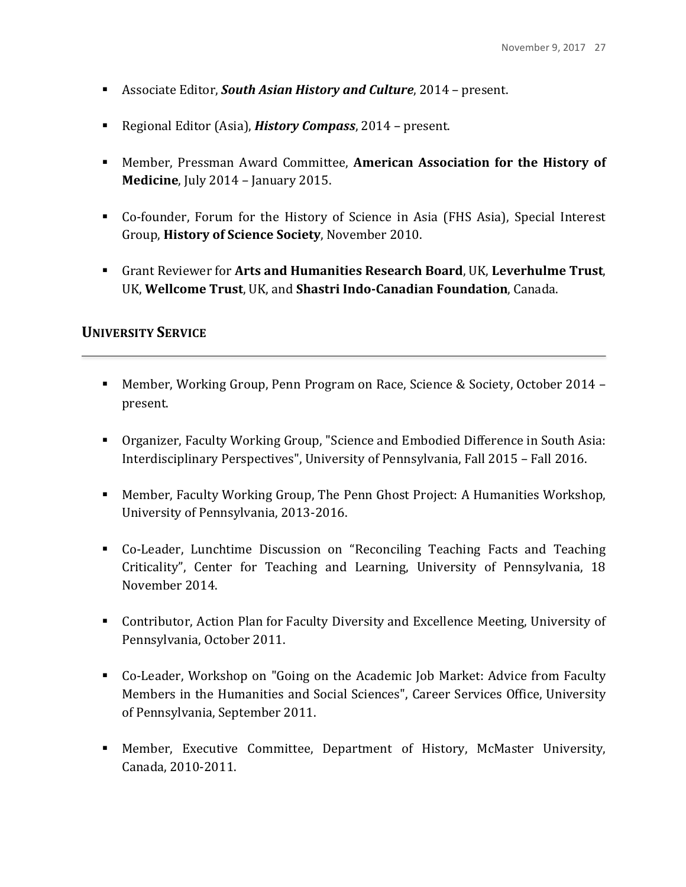- Associate Editor, ***South Asian History and Culture***, 2014 – present.

- Regional Editor (Asia), ***History Compass***, 2014 – present.

- Member, Pressman Award Committee, **American Association for the History of Medicine**, July 2014 – January 2015.

- Co-founder, Forum for the History of Science in Asia (FHS Asia), Special Interest Group, **History of Science Society**, November 2010.

- Grant Reviewer for **Arts and Humanities Research Board**, UK, **Leverhulme Trust**, UK, **Wellcome Trust**, UK, and **Shastri Indo-Canadian Foundation**, Canada.

## UNIVERSITY SERVICE

- Member, Working Group, Penn Program on Race, Science & Society, October 2014 – present.

- Organizer, Faculty Working Group, "Science and Embodied Difference in South Asia: Interdisciplinary Perspectives", University of Pennsylvania, Fall 2015 – Fall 2016.

- Member, Faculty Working Group, The Penn Ghost Project: A Humanities Workshop, University of Pennsylvania, 2013-2016.

- Co-Leader, Lunchtime Discussion on "Reconciling Teaching Facts and Teaching Criticality", Center for Teaching and Learning, University of Pennsylvania, 18 November 2014.

- Contributor, Action Plan for Faculty Diversity and Excellence Meeting, University of Pennsylvania, October 2011.

- Co-Leader, Workshop on "Going on the Academic Job Market: Advice from Faculty Members in the Humanities and Social Sciences", Career Services Office, University of Pennsylvania, September 2011.

- Member, Executive Committee, Department of History, McMaster University, Canada, 2010-2011.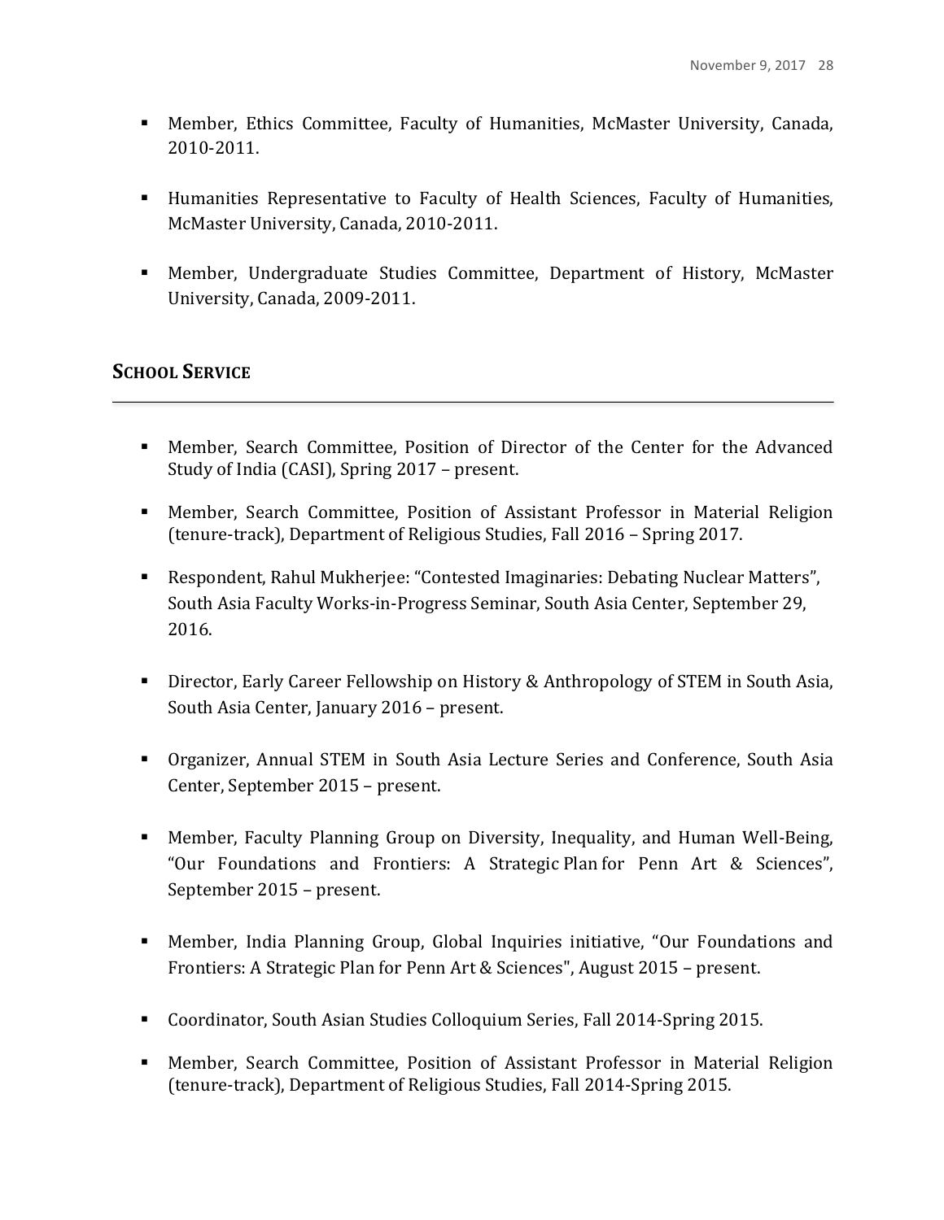- Member, Ethics Committee, Faculty of Humanities, McMaster University, Canada, 2010-2011.

- Humanities Representative to Faculty of Health Sciences, Faculty of Humanities, McMaster University, Canada, 2010-2011.

- Member, Undergraduate Studies Committee, Department of History, McMaster University, Canada, 2009-2011.

## School Service

- Member, Search Committee, Position of Director of the Center for the Advanced Study of India (CASI), Spring 2017 – present.

- Member, Search Committee, Position of Assistant Professor in Material Religion (tenure-track), Department of Religious Studies, Fall 2016 – Spring 2017.

- Respondent, Rahul Mukherjee: "Contested Imaginaries: Debating Nuclear Matters", South Asia Faculty Works-in-Progress Seminar, South Asia Center, September 29, 2016.

- Director, Early Career Fellowship on History & Anthropology of STEM in South Asia, South Asia Center, January 2016 – present.

- Organizer, Annual STEM in South Asia Lecture Series and Conference, South Asia Center, September 2015 – present.

- Member, Faculty Planning Group on Diversity, Inequality, and Human Well-Being, "Our Foundations and Frontiers: A Strategic Plan for Penn Art & Sciences", September 2015 – present.

- Member, India Planning Group, Global Inquiries initiative, "Our Foundations and Frontiers: A Strategic Plan for Penn Art & Sciences", August 2015 – present.

- Coordinator, South Asian Studies Colloquium Series, Fall 2014-Spring 2015.

- Member, Search Committee, Position of Assistant Professor in Material Religion (tenure-track), Department of Religious Studies, Fall 2014-Spring 2015.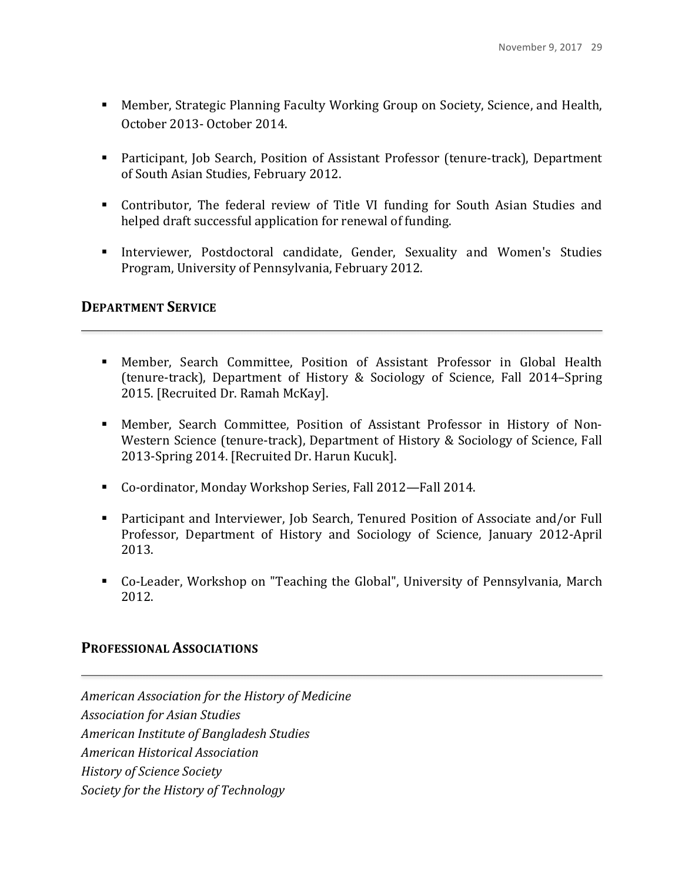- Member, Strategic Planning Faculty Working Group on Society, Science, and Health, October 2013- October 2014.

- Participant, Job Search, Position of Assistant Professor (tenure-track), Department of South Asian Studies, February 2012.

- Contributor, The federal review of Title VI funding for South Asian Studies and helped draft successful application for renewal of funding.

- Interviewer, Postdoctoral candidate, Gender, Sexuality and Women's Studies Program, University of Pennsylvania, February 2012.

## Department Service

- Member, Search Committee, Position of Assistant Professor in Global Health (tenure-track), Department of History & Sociology of Science, Fall 2014–Spring 2015. [Recruited Dr. Ramah McKay].

- Member, Search Committee, Position of Assistant Professor in History of Non-Western Science (tenure-track), Department of History & Sociology of Science, Fall 2013-Spring 2014. [Recruited Dr. Harun Kucuk].

- Co-ordinator, Monday Workshop Series, Fall 2012—Fall 2014.

- Participant and Interviewer, Job Search, Tenured Position of Associate and/or Full Professor, Department of History and Sociology of Science, January 2012-April 2013.

- Co-Leader, Workshop on "Teaching the Global", University of Pennsylvania, March 2012.

## Professional Associations

*American Association for the History of Medicine*
*Association for Asian Studies*
*American Institute of Bangladesh Studies*
*American Historical Association*
*History of Science Society*
*Society for the History of Technology*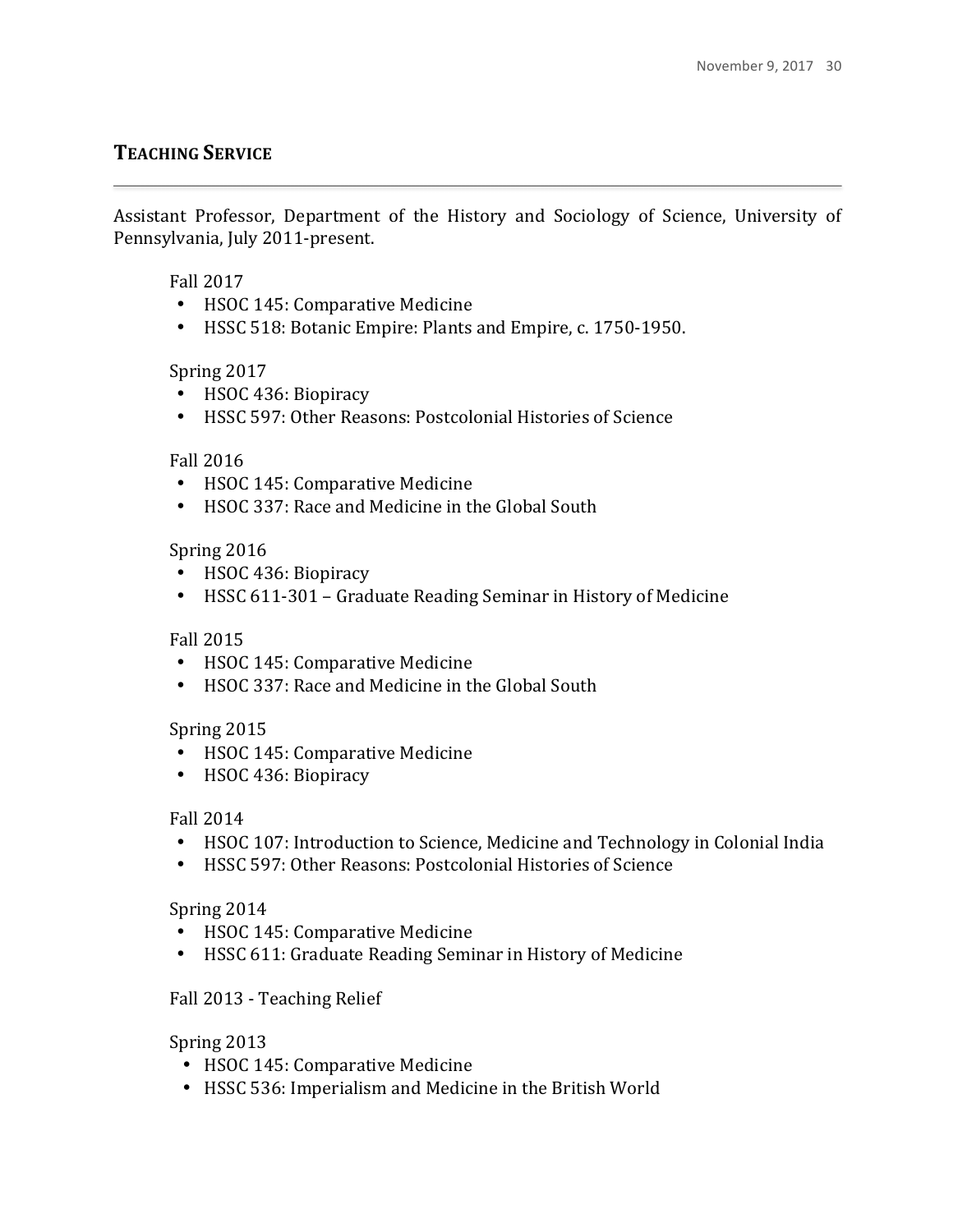## TEACHING SERVICE

Assistant Professor, Department of the History and Sociology of Science, University of Pennsylvania, July 2011-present.

Fall 2017
- HSOC 145: Comparative Medicine
- HSSC 518: Botanic Empire: Plants and Empire, c. 1750-1950.

Spring 2017
- HSOC 436: Biopiracy
- HSSC 597: Other Reasons: Postcolonial Histories of Science

Fall 2016
- HSOC 145: Comparative Medicine
- HSOC 337: Race and Medicine in the Global South

Spring 2016
- HSOC 436: Biopiracy
- HSSC 611-301 – Graduate Reading Seminar in History of Medicine

Fall 2015
- HSOC 145: Comparative Medicine
- HSOC 337: Race and Medicine in the Global South

Spring 2015
- HSOC 145: Comparative Medicine
- HSOC 436: Biopiracy

Fall 2014
- HSOC 107: Introduction to Science, Medicine and Technology in Colonial India
- HSSC 597: Other Reasons: Postcolonial Histories of Science

Spring 2014
- HSOC 145: Comparative Medicine
- HSSC 611: Graduate Reading Seminar in History of Medicine

Fall 2013 - Teaching Relief

Spring 2013
- HSOC 145: Comparative Medicine
- HSSC 536: Imperialism and Medicine in the British World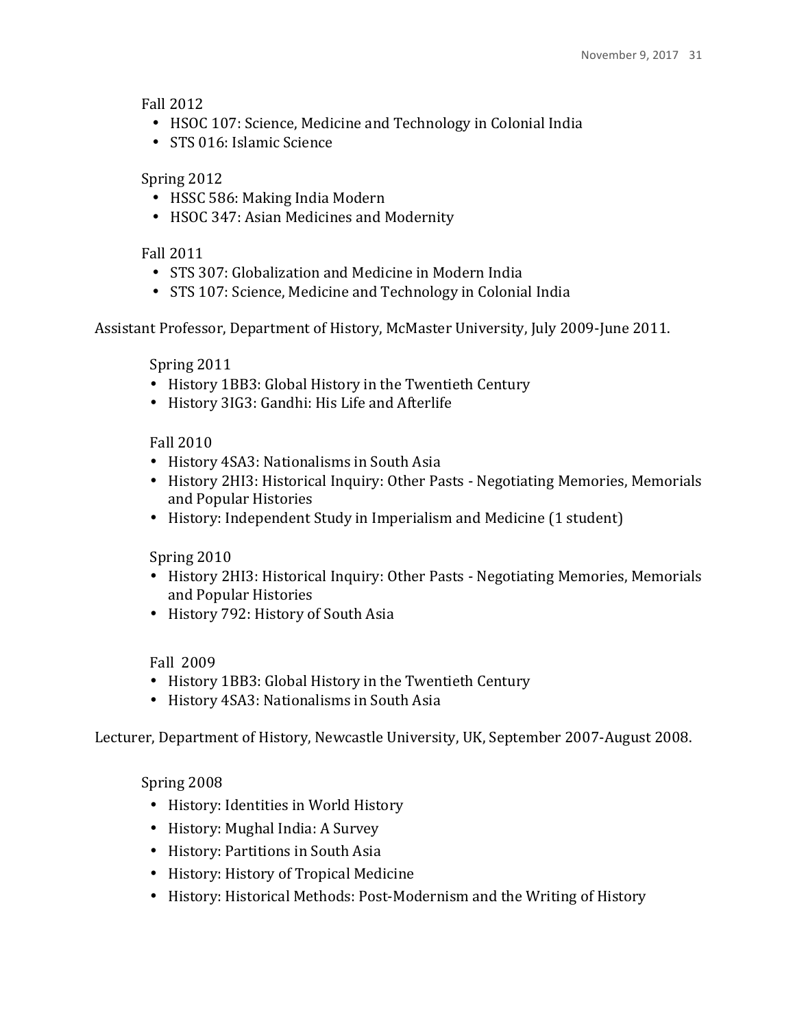Fall 2012

- HSOC 107: Science, Medicine and Technology in Colonial India
- STS 016: Islamic Science

Spring 2012

- HSSC 586: Making India Modern
- HSOC 347: Asian Medicines and Modernity

Fall 2011

- STS 307: Globalization and Medicine in Modern India
- STS 107: Science, Medicine and Technology in Colonial India

Assistant Professor, Department of History, McMaster University, July 2009-June 2011.

Spring 2011

- History 1BB3: Global History in the Twentieth Century
- History 3IG3: Gandhi: His Life and Afterlife

Fall 2010

- History 4SA3: Nationalisms in South Asia
- History 2HI3: Historical Inquiry: Other Pasts - Negotiating Memories, Memorials and Popular Histories
- History: Independent Study in Imperialism and Medicine (1 student)

Spring 2010

- History 2HI3: Historical Inquiry: Other Pasts - Negotiating Memories, Memorials and Popular Histories
- History 792: History of South Asia

Fall 2009

- History 1BB3: Global History in the Twentieth Century
- History 4SA3: Nationalisms in South Asia

Lecturer, Department of History, Newcastle University, UK, September 2007-August 2008.

Spring 2008

- History: Identities in World History
- History: Mughal India: A Survey
- History: Partitions in South Asia
- History: History of Tropical Medicine
- History: Historical Methods: Post-Modernism and the Writing of History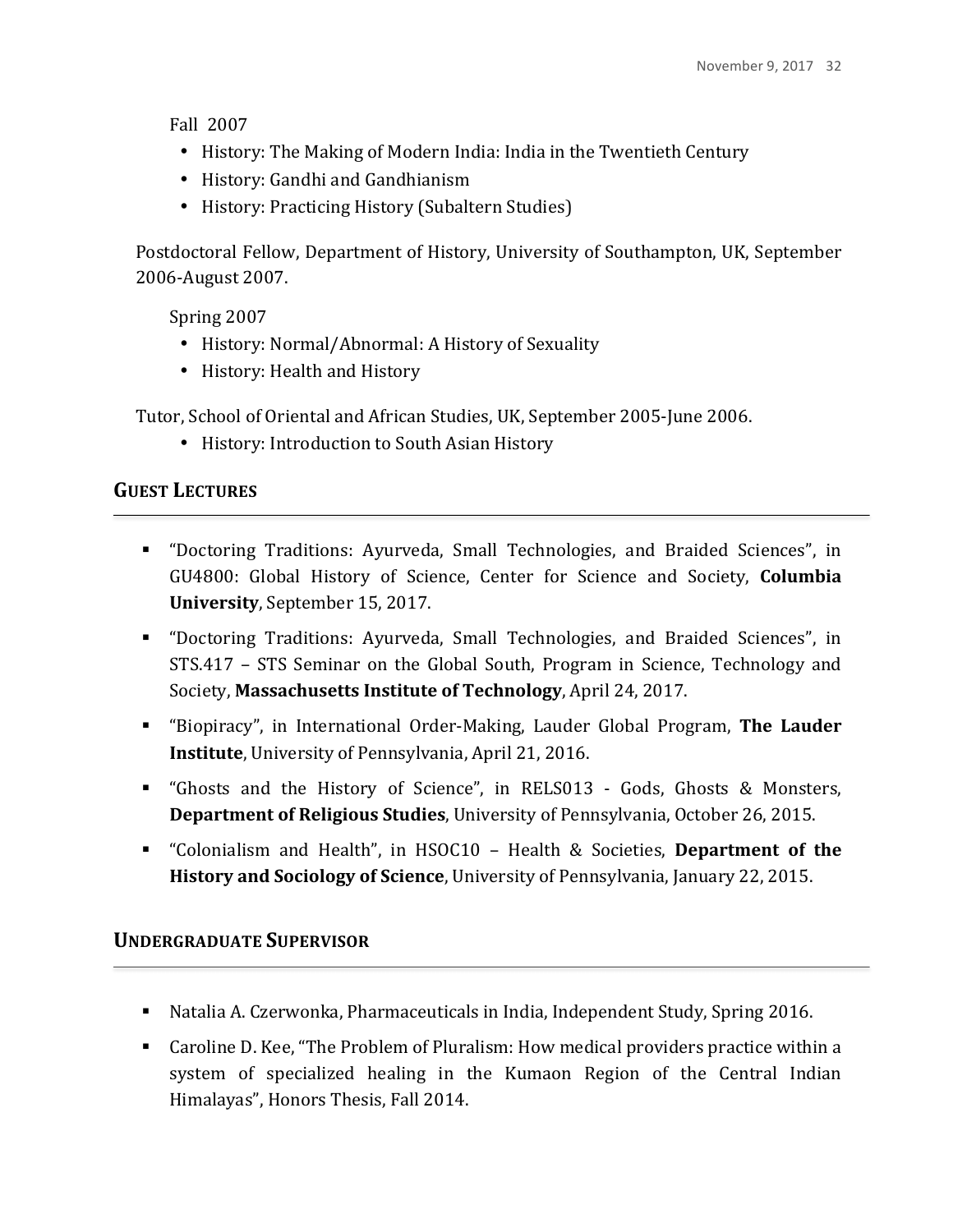Fall 2007

- History: The Making of Modern India: India in the Twentieth Century
- History: Gandhi and Gandhianism
- History: Practicing History (Subaltern Studies)

Postdoctoral Fellow, Department of History, University of Southampton, UK, September 2006-August 2007.

Spring 2007

- History: Normal/Abnormal: A History of Sexuality
- History: Health and History

Tutor, School of Oriental and African Studies, UK, September 2005-June 2006.

- History: Introduction to South Asian History

## GUEST LECTURES

- "Doctoring Traditions: Ayurveda, Small Technologies, and Braided Sciences", in GU4800: Global History of Science, Center for Science and Society, **Columbia University**, September 15, 2017.
- "Doctoring Traditions: Ayurveda, Small Technologies, and Braided Sciences", in STS.417 – STS Seminar on the Global South, Program in Science, Technology and Society, **Massachusetts Institute of Technology**, April 24, 2017.
- "Biopiracy", in International Order-Making, Lauder Global Program, **The Lauder Institute**, University of Pennsylvania, April 21, 2016.
- "Ghosts and the History of Science", in RELS013 - Gods, Ghosts & Monsters, **Department of Religious Studies**, University of Pennsylvania, October 26, 2015.
- "Colonialism and Health", in HSOC10 – Health & Societies, **Department of the History and Sociology of Science**, University of Pennsylvania, January 22, 2015.

## UNDERGRADUATE SUPERVISOR

- Natalia A. Czerwonka, Pharmaceuticals in India, Independent Study, Spring 2016.
- Caroline D. Kee, "The Problem of Pluralism: How medical providers practice within a system of specialized healing in the Kumaon Region of the Central Indian Himalayas", Honors Thesis, Fall 2014.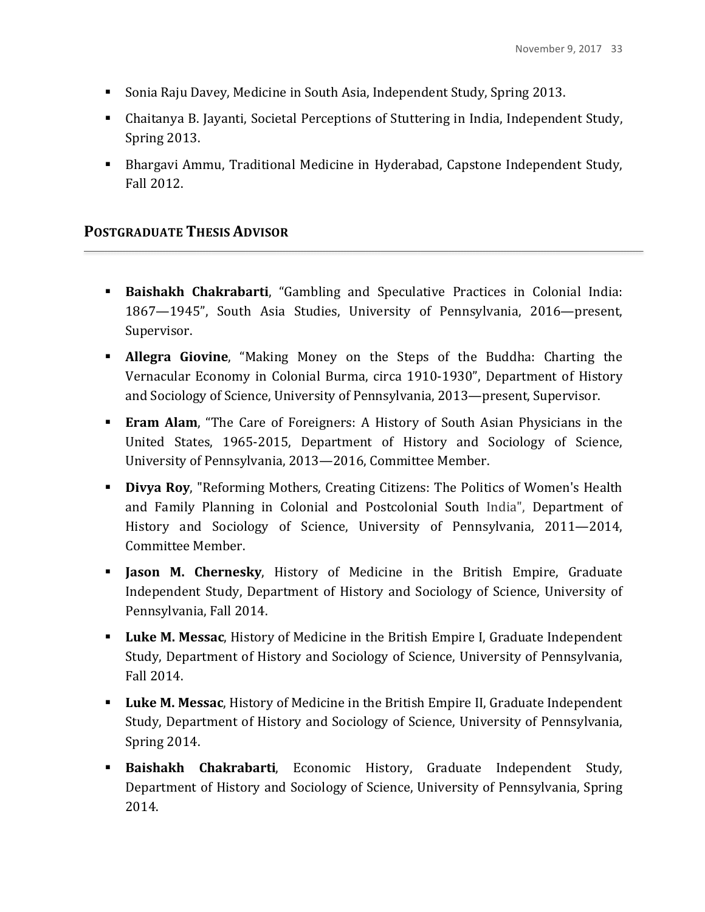- Sonia Raju Davey, Medicine in South Asia, Independent Study, Spring 2013.
- Chaitanya B. Jayanti, Societal Perceptions of Stuttering in India, Independent Study, Spring 2013.
- Bhargavi Ammu, Traditional Medicine in Hyderabad, Capstone Independent Study, Fall 2012.

## POSTGRADUATE THESIS ADVISOR

- **Baishakh Chakrabarti**, "Gambling and Speculative Practices in Colonial India: 1867—1945", South Asia Studies, University of Pennsylvania, 2016—present, Supervisor.
- **Allegra Giovine**, "Making Money on the Steps of the Buddha: Charting the Vernacular Economy in Colonial Burma, circa 1910-1930", Department of History and Sociology of Science, University of Pennsylvania, 2013—present, Supervisor.
- **Eram Alam**, "The Care of Foreigners: A History of South Asian Physicians in the United States, 1965-2015, Department of History and Sociology of Science, University of Pennsylvania, 2013—2016, Committee Member.
- **Divya Roy**, "Reforming Mothers, Creating Citizens: The Politics of Women's Health and Family Planning in Colonial and Postcolonial South India", Department of History and Sociology of Science, University of Pennsylvania, 2011—2014, Committee Member.
- **Jason M. Chernesky**, History of Medicine in the British Empire, Graduate Independent Study, Department of History and Sociology of Science, University of Pennsylvania, Fall 2014.
- **Luke M. Messac**, History of Medicine in the British Empire I, Graduate Independent Study, Department of History and Sociology of Science, University of Pennsylvania, Fall 2014.
- **Luke M. Messac**, History of Medicine in the British Empire II, Graduate Independent Study, Department of History and Sociology of Science, University of Pennsylvania, Spring 2014.
- **Baishakh Chakrabarti**, Economic History, Graduate Independent Study, Department of History and Sociology of Science, University of Pennsylvania, Spring 2014.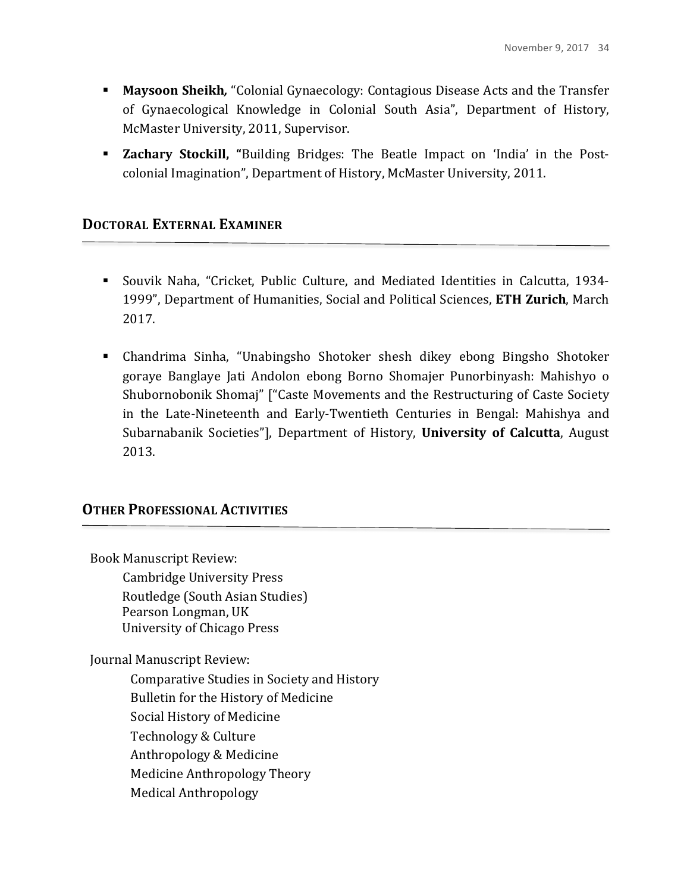- **Maysoon Sheikh,** "Colonial Gynaecology: Contagious Disease Acts and the Transfer of Gynaecological Knowledge in Colonial South Asia", Department of History, McMaster University, 2011, Supervisor.
- **Zachary Stockill, "**Building Bridges: The Beatle Impact on 'India' in the Post-colonial Imagination", Department of History, McMaster University, 2011.

## DOCTORAL EXTERNAL EXAMINER

- Souvik Naha, "Cricket, Public Culture, and Mediated Identities in Calcutta, 1934-1999", Department of Humanities, Social and Political Sciences, **ETH Zurich**, March 2017.
- Chandrima Sinha, "Unabingsho Shotoker shesh dikey ebong Bingsho Shotoker goraye Banglaye Jati Andolon ebong Borno Shomajer Punorbinyash: Mahishyo o Shubornobonik Shomaj" ["Caste Movements and the Restructuring of Caste Society in the Late-Nineteenth and Early-Twentieth Centuries in Bengal: Mahishya and Subarnabanik Societies"], Department of History, **University of Calcutta**, August 2013.

## OTHER PROFESSIONAL ACTIVITIES

Book Manuscript Review:

Cambridge University Press
Routledge (South Asian Studies)
Pearson Longman, UK
University of Chicago Press

Journal Manuscript Review:

Comparative Studies in Society and History
Bulletin for the History of Medicine
Social History of Medicine
Technology & Culture
Anthropology & Medicine
Medicine Anthropology Theory
Medical Anthropology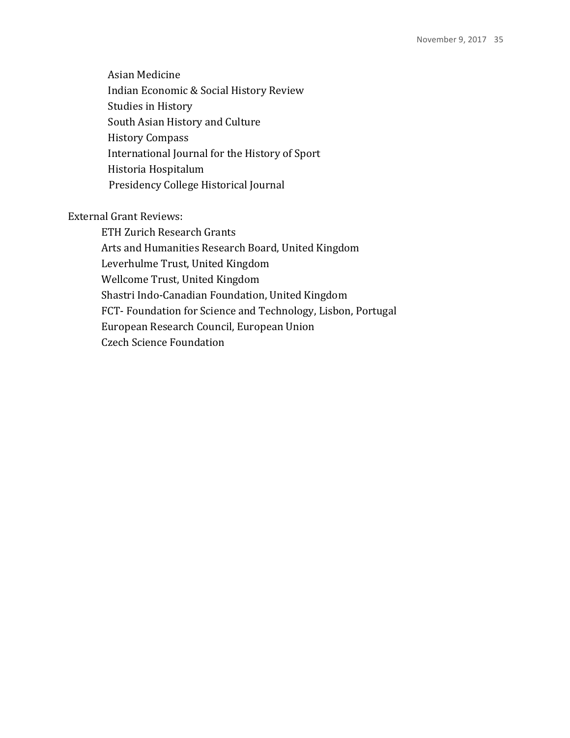Asian Medicine
Indian Economic & Social History Review
Studies in History
South Asian History and Culture
History Compass
International Journal for the History of Sport
Historia Hospitalum
Presidency College Historical Journal

External Grant Reviews:

ETH Zurich Research Grants
Arts and Humanities Research Board, United Kingdom
Leverhulme Trust, United Kingdom
Wellcome Trust, United Kingdom
Shastri Indo-Canadian Foundation, United Kingdom
FCT- Foundation for Science and Technology, Lisbon, Portugal
European Research Council, European Union
Czech Science Foundation